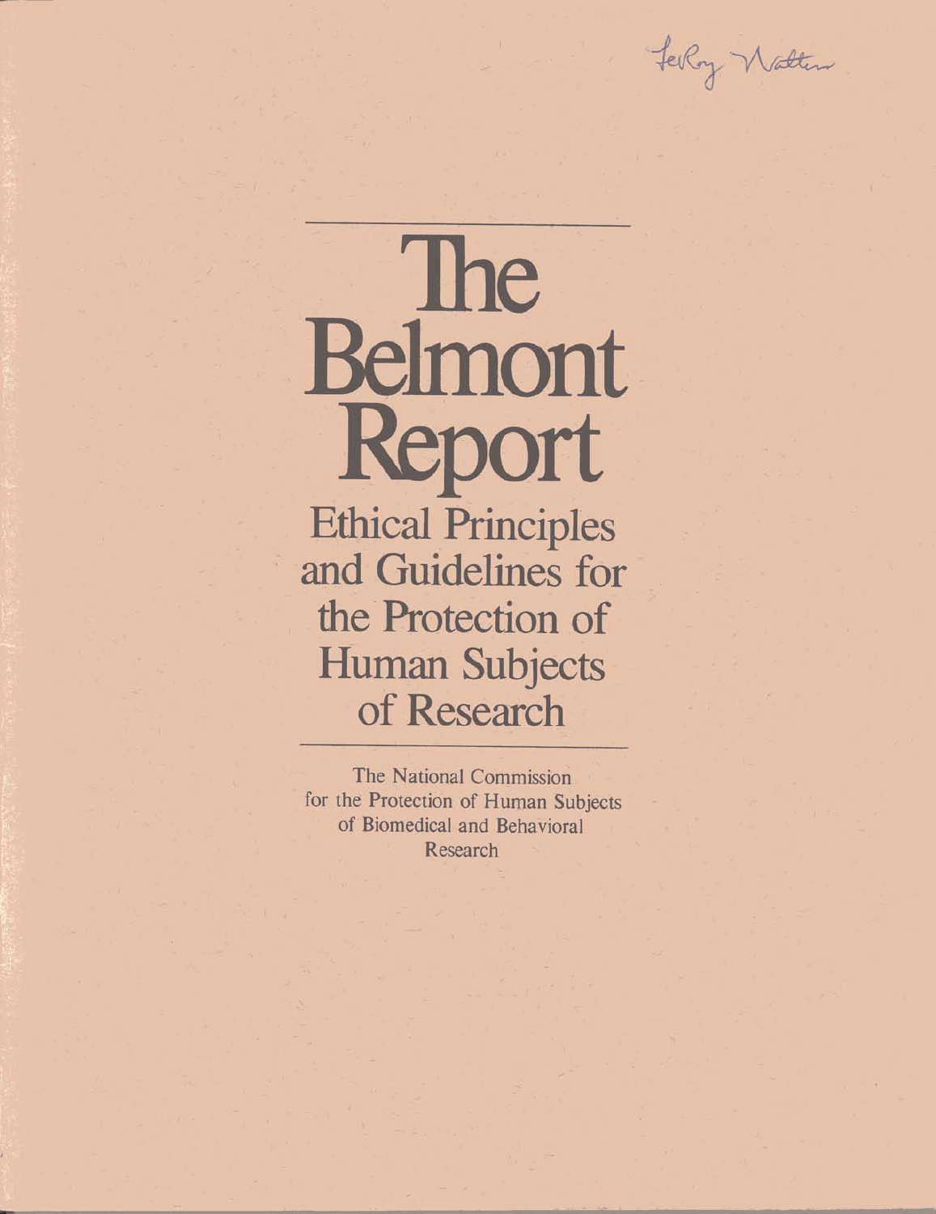LeRoy Walters

# The Belmont Report

## Ethical Principles and Guidelines for the Protection of Human Subjects of Research

The National Commission for the Protection of Human Subjects of Biomedical and Behavioral Research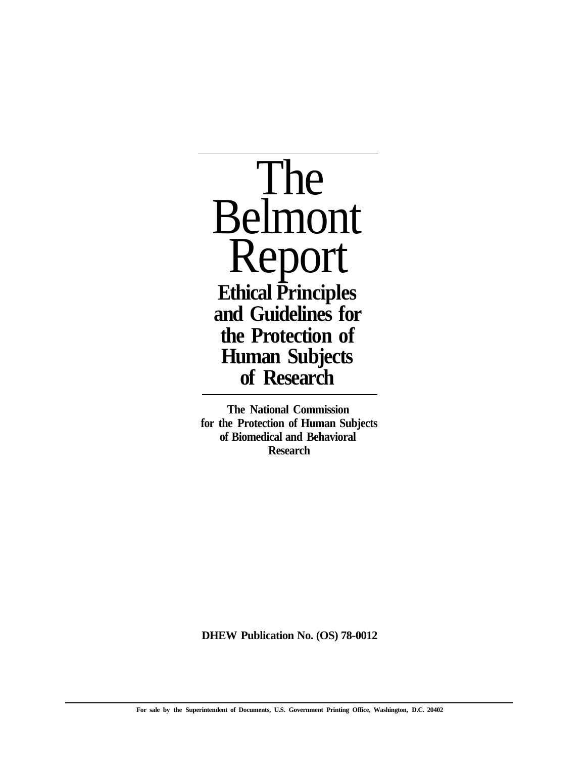# The Belmont Report

## Ethical Principles and Guidelines for the Protection of Human Subjects of Research

**The National Commission for the Protection of Human Subjects of Biomedical and Behavioral Research**

**DHEW Publication No. (OS) 78-0012**

**For sale by the Superintendent of Documents, U.S. Government Printing Office, Washington, D.C. 20402**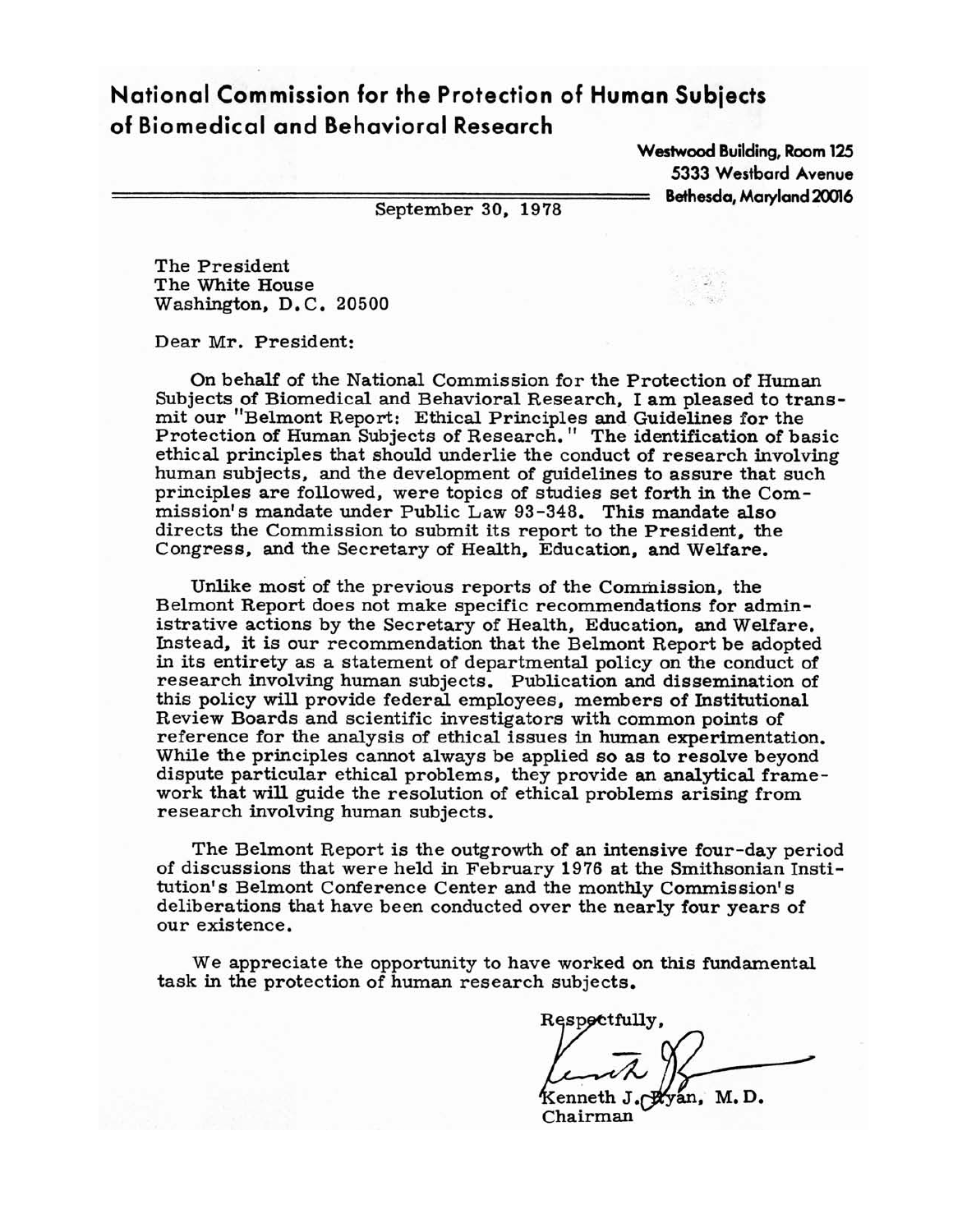# National Commission for the Protection of Human Subjects of Biomedical and Behavioral Research

Westwood Building, Room 125
5333 Westbard Avenue
Bethesda, Maryland 20016

September 30, 1978

The President
The White House
Washington, D.C. 20500

Dear Mr. President:

On behalf of the National Commission for the Protection of Human Subjects of Biomedical and Behavioral Research, I am pleased to transmit our "Belmont Report: Ethical Principles and Guidelines for the Protection of Human Subjects of Research." The identification of basic ethical principles that should underlie the conduct of research involving human subjects, and the development of guidelines to assure that such principles are followed, were topics of studies set forth in the Commission's mandate under Public Law 93-348. This mandate also directs the Commission to submit its report to the President, the Congress, and the Secretary of Health, Education, and Welfare.

Unlike most of the previous reports of the Commission, the Belmont Report does not make specific recommendations for administrative actions by the Secretary of Health, Education, and Welfare. Instead, it is our recommendation that the Belmont Report be adopted in its entirety as a statement of departmental policy on the conduct of research involving human subjects. Publication and dissemination of this policy will provide federal employees, members of Institutional Review Boards and scientific investigators with common points of reference for the analysis of ethical issues in human experimentation. While the principles cannot always be applied so as to resolve beyond dispute particular ethical problems, they provide an analytical framework that will guide the resolution of ethical problems arising from research involving human subjects.

The Belmont Report is the outgrowth of an intensive four-day period of discussions that were held in February 1976 at the Smithsonian Institution's Belmont Conference Center and the monthly Commission's deliberations that have been conducted over the nearly four years of our existence.

We appreciate the opportunity to have worked on this fundamental task in the protection of human research subjects.

Respectfully,

Kenneth J. Ryan, M.D.
Chairman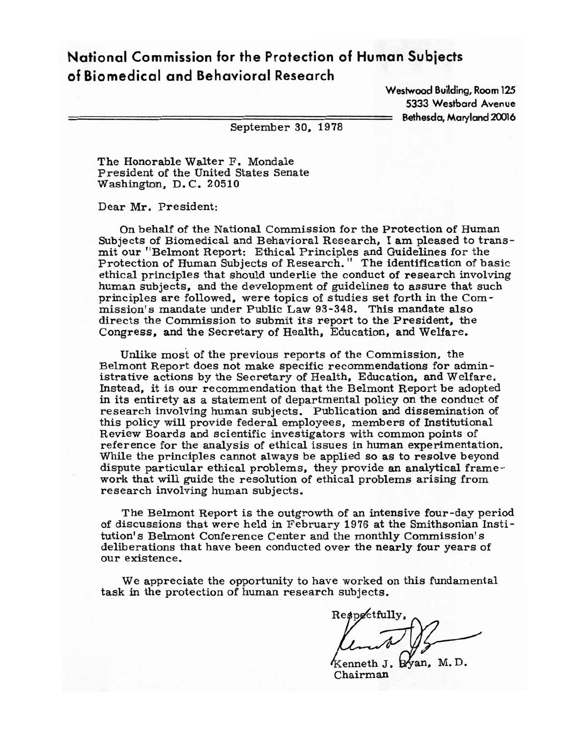# National Commission for the Protection of Human Subjects of Biomedical and Behavioral Research

Westwood Building, Room 125
5333 Westbard Avenue
Bethesda, Maryland 20016

September 30, 1978

The Honorable Walter F. Mondale
President of the United States Senate
Washington, D.C. 20510

Dear Mr. President:

On behalf of the National Commission for the Protection of Human Subjects of Biomedical and Behavioral Research, I am pleased to transmit our "Belmont Report: Ethical Principles and Guidelines for the Protection of Human Subjects of Research." The identification of basic ethical principles that should underlie the conduct of research involving human subjects, and the development of guidelines to assure that such principles are followed, were topics of studies set forth in the Commission's mandate under Public Law 93-348. This mandate also directs the Commission to submit its report to the President, the Congress, and the Secretary of Health, Education, and Welfare.

Unlike most of the previous reports of the Commission, the Belmont Report does not make specific recommendations for administrative actions by the Secretary of Health, Education, and Welfare. Instead, it is our recommendation that the Belmont Report be adopted in its entirety as a statement of departmental policy on the conduct of research involving human subjects. Publication and dissemination of this policy will provide federal employees, members of Institutional Review Boards and scientific investigators with common points of reference for the analysis of ethical issues in human experimentation. While the principles cannot always be applied so as to resolve beyond dispute particular ethical problems, they provide an analytical framework that will guide the resolution of ethical problems arising from research involving human subjects.

The Belmont Report is the outgrowth of an intensive four-day period of discussions that were held in February 1976 at the Smithsonian Institution's Belmont Conference Center and the monthly Commission's deliberations that have been conducted over the nearly four years of our existence.

We appreciate the opportunity to have worked on this fundamental task in the protection of human research subjects.

Respectfully,

Kenneth J. Ryan, M.D.
Chairman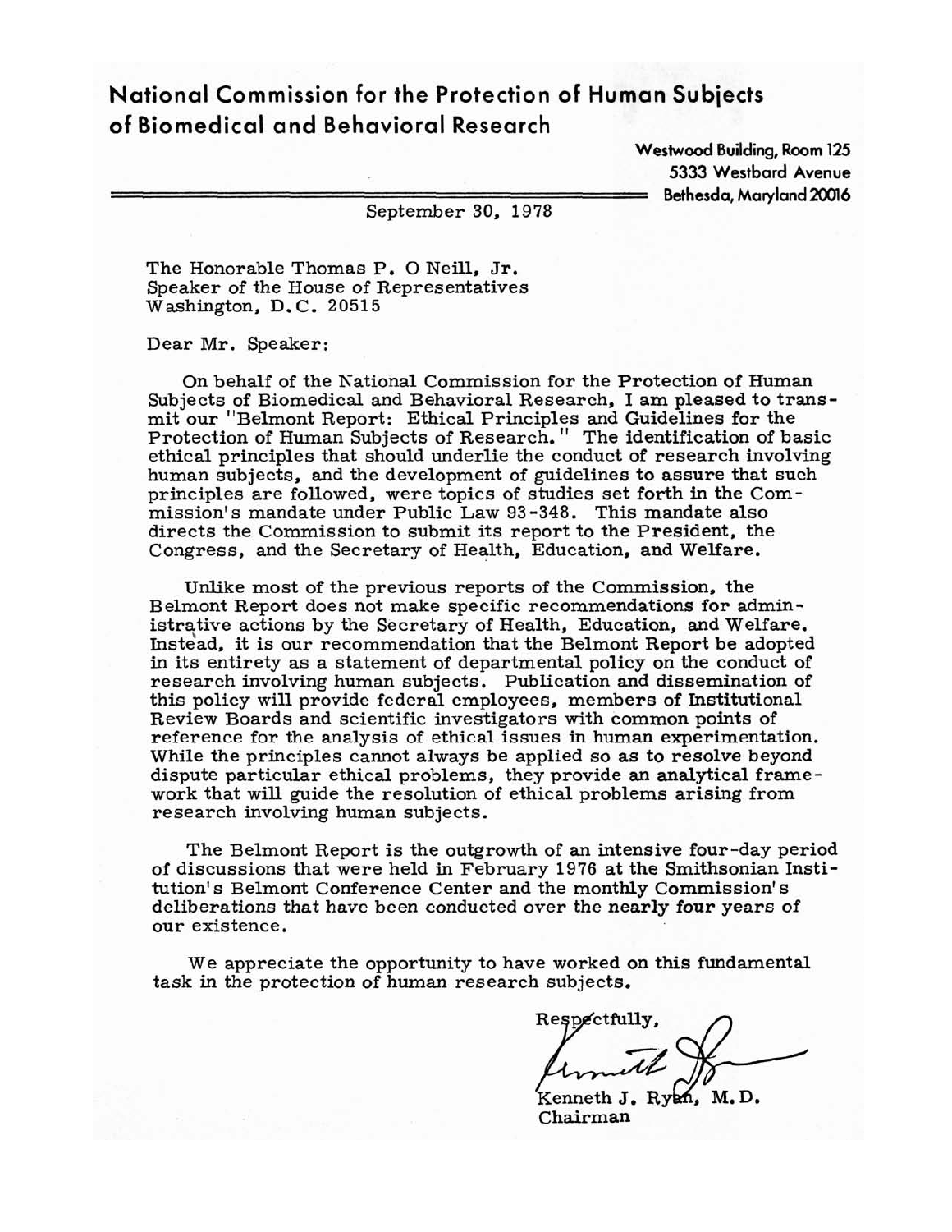**National Commission for the Protection of Human Subjects of Biomedical and Behavioral Research**

Westwood Building, Room 125
5333 Westbard Avenue
Bethesda, Maryland 20016

September 30, 1978

The Honorable Thomas P. O Neill, Jr.
Speaker of the House of Representatives
Washington, D.C. 20515

Dear Mr. Speaker:

On behalf of the National Commission for the Protection of Human Subjects of Biomedical and Behavioral Research, I am pleased to transmit our "Belmont Report: Ethical Principles and Guidelines for the Protection of Human Subjects of Research." The identification of basic ethical principles that should underlie the conduct of research involving human subjects, and the development of guidelines to assure that such principles are followed, were topics of studies set forth in the Commission's mandate under Public Law 93-348. This mandate also directs the Commission to submit its report to the President, the Congress, and the Secretary of Health, Education, and Welfare.

Unlike most of the previous reports of the Commission, the Belmont Report does not make specific recommendations for administrative actions by the Secretary of Health, Education, and Welfare. Instead, it is our recommendation that the Belmont Report be adopted in its entirety as a statement of departmental policy on the conduct of research involving human subjects. Publication and dissemination of this policy will provide federal employees, members of Institutional Review Boards and scientific investigators with common points of reference for the analysis of ethical issues in human experimentation. While the principles cannot always be applied so as to resolve beyond dispute particular ethical problems, they provide an analytical framework that will guide the resolution of ethical problems arising from research involving human subjects.

The Belmont Report is the outgrowth of an intensive four-day period of discussions that were held in February 1976 at the Smithsonian Institution's Belmont Conference Center and the monthly Commission's deliberations that have been conducted over the nearly four years of our existence.

We appreciate the opportunity to have worked on this fundamental task in the protection of human research subjects.

Respectfully,

Kenneth J. Ryan, M.D.
Chairman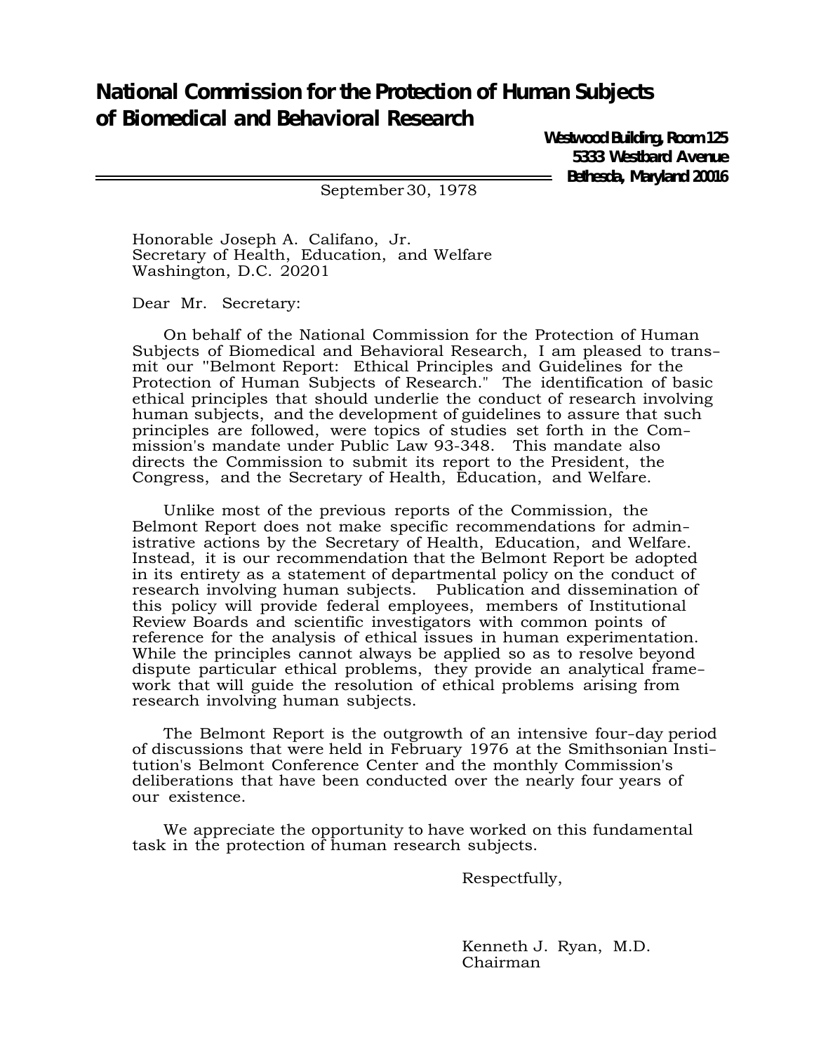# National Commission for the Protection of Human Subjects of Biomedical and Behavioral Research

**Westwood Building, Room 125**
**5333 Westbard Avenue**
**Bethesda, Maryland 20016**

September 30, 1978

Honorable Joseph A. Califano, Jr.
Secretary of Health, Education, and Welfare
Washington, D.C. 20201

Dear Mr. Secretary:

On behalf of the National Commission for the Protection of Human Subjects of Biomedical and Behavioral Research, I am pleased to transmit our "Belmont Report: Ethical Principles and Guidelines for the Protection of Human Subjects of Research." The identification of basic ethical principles that should underlie the conduct of research involving human subjects, and the development of guidelines to assure that such principles are followed, were topics of studies set forth in the Commission's mandate under Public Law 93-348. This mandate also directs the Commission to submit its report to the President, the Congress, and the Secretary of Health, Education, and Welfare.

Unlike most of the previous reports of the Commission, the Belmont Report does not make specific recommendations for administrative actions by the Secretary of Health, Education, and Welfare. Instead, it is our recommendation that the Belmont Report be adopted in its entirety as a statement of departmental policy on the conduct of research involving human subjects. Publication and dissemination of this policy will provide federal employees, members of Institutional Review Boards and scientific investigators with common points of reference for the analysis of ethical issues in human experimentation. While the principles cannot always be applied so as to resolve beyond dispute particular ethical problems, they provide an analytical framework that will guide the resolution of ethical problems arising from research involving human subjects.

The Belmont Report is the outgrowth of an intensive four-day period of discussions that were held in February 1976 at the Smithsonian Institution's Belmont Conference Center and the monthly Commission's deliberations that have been conducted over the nearly four years of our existence.

We appreciate the opportunity to have worked on this fundamental task in the protection of human research subjects.

Respectfully,

Kenneth J. Ryan, M.D.
Chairman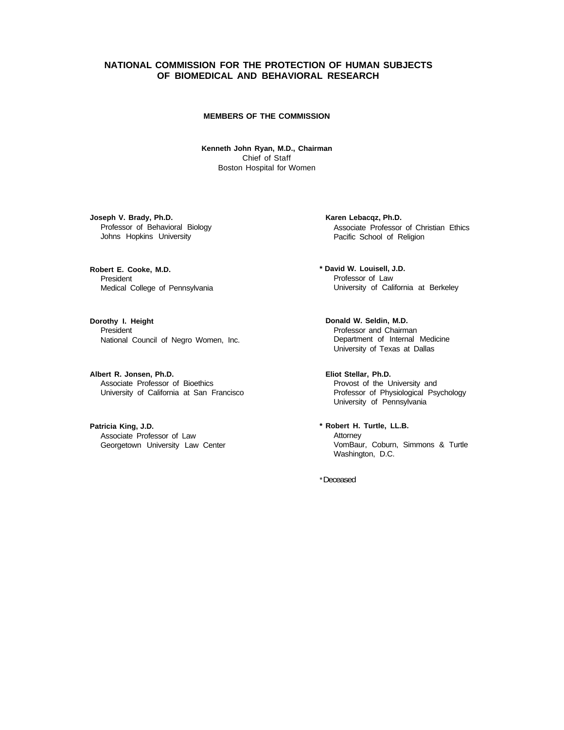# NATIONAL COMMISSION FOR THE PROTECTION OF HUMAN SUBJECTS OF BIOMEDICAL AND BEHAVIORAL RESEARCH

## MEMBERS OF THE COMMISSION

**Kenneth John Ryan, M.D., Chairman**
Chief of Staff
Boston Hospital for Women

**Joseph V. Brady, Ph.D.**
Professor of Behavioral Biology
Johns Hopkins University

**Robert E. Cooke, M.D.**
President
Medical College of Pennsylvania

**Dorothy I. Height**
President
National Council of Negro Women, Inc.

**Albert R. Jonsen, Ph.D.**
Associate Professor of Bioethics
University of California at San Francisco

**Patricia King, J.D.**
Associate Professor of Law
Georgetown University Law Center

**Karen Lebacqz, Ph.D.**
Associate Professor of Christian Ethics
Pacific School of Religion

**\* David W. Louisell, J.D.**
Professor of Law
University of California at Berkeley

**Donald W. Seldin, M.D.**
Professor and Chairman
Department of Internal Medicine
University of Texas at Dallas

**Eliot Stellar, Ph.D.**
Provost of the University and
Professor of Physiological Psychology
University of Pennsylvania

**\* Robert H. Turtle, LL.B.**
Attorney
VomBaur, Coburn, Simmons & Turtle
Washington, D.C.

\* Deceased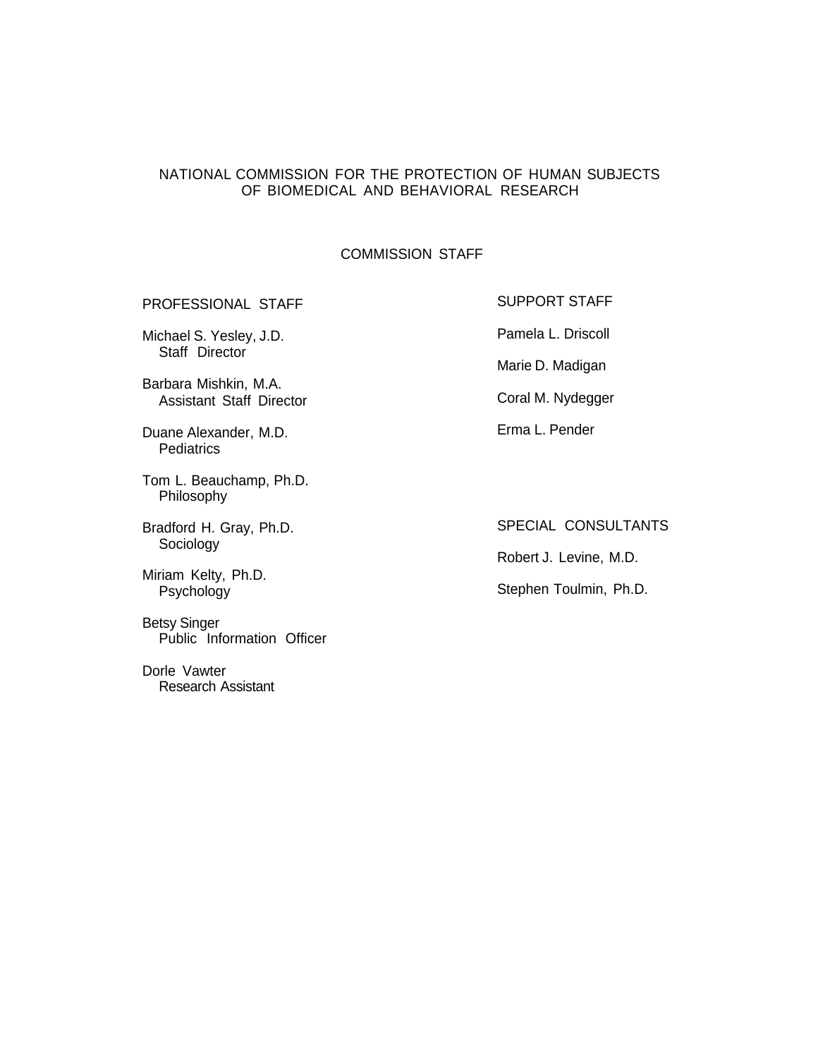# NATIONAL COMMISSION FOR THE PROTECTION OF HUMAN SUBJECTS OF BIOMEDICAL AND BEHAVIORAL RESEARCH

## COMMISSION STAFF

### PROFESSIONAL STAFF

Michael S. Yesley, J.D.
Staff Director

Barbara Mishkin, M.A.
Assistant Staff Director

Duane Alexander, M.D.
Pediatrics

Tom L. Beauchamp, Ph.D.
Philosophy

Bradford H. Gray, Ph.D.
Sociology

Miriam Kelty, Ph.D.
Psychology

Betsy Singer
Public Information Officer

Dorle Vawter
Research Assistant

### SUPPORT STAFF

Pamela L. Driscoll

Marie D. Madigan

Coral M. Nydegger

Erma L. Pender

### SPECIAL CONSULTANTS

Robert J. Levine, M.D.

Stephen Toulmin, Ph.D.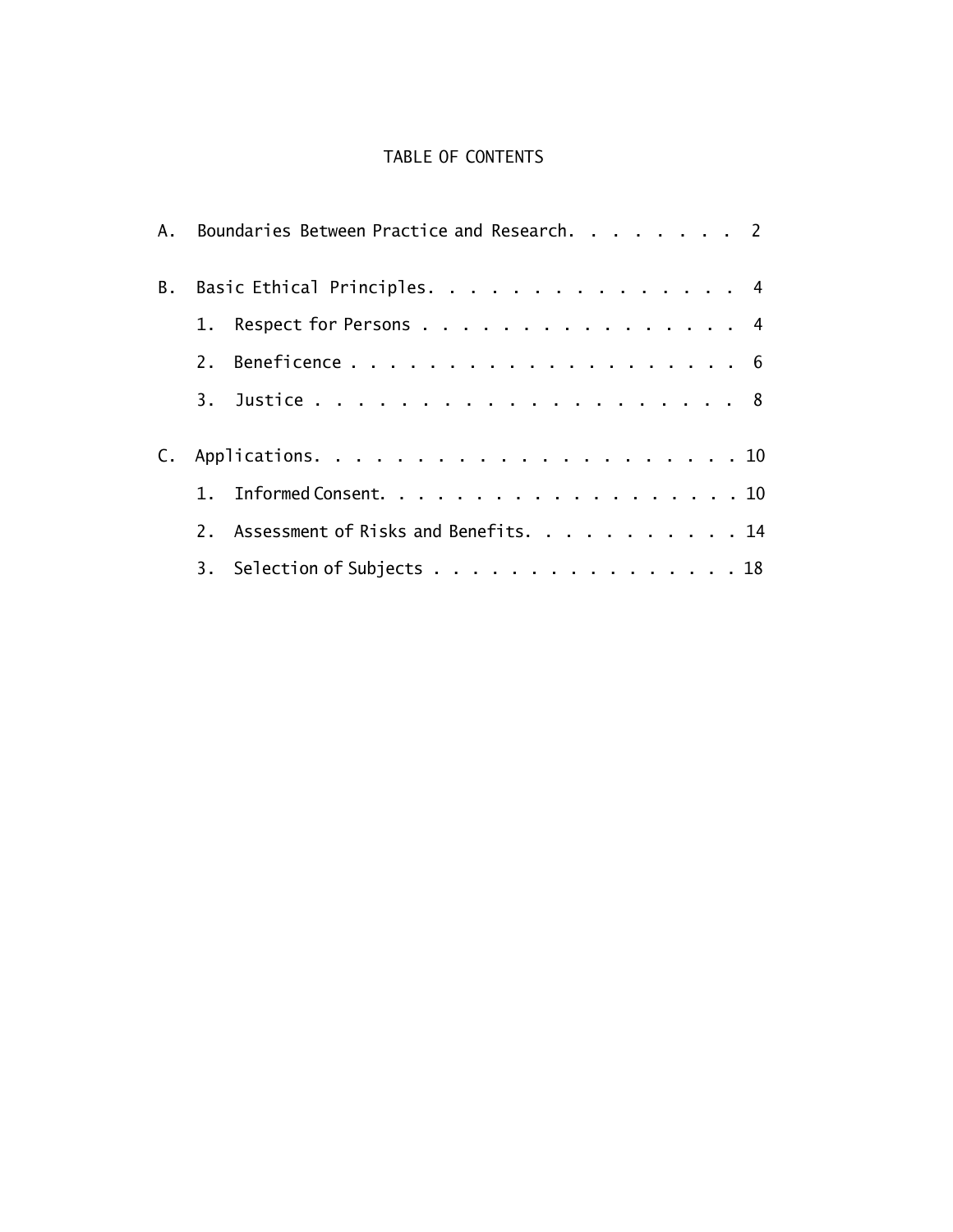# TABLE OF CONTENTS

A. Boundaries Between Practice and Research. . . . . . . . 2

B. Basic Ethical Principles. . . . . . . . . . . . . . . 4

- 1. Respect for Persons . . . . . . . . . . . . . . . . 4
- 2. Beneficence . . . . . . . . . . . . . . . . . . . . 6
- 3. Justice . . . . . . . . . . . . . . . . . . . . . 8

C. Applications. . . . . . . . . . . . . . . . . . . . . 10

- 1. Informed Consent. . . . . . . . . . . . . . . . . . . 10
- 2. Assessment of Risks and Benefits. . . . . . . . . . . 14
- 3. Selection of Subjects . . . . . . . . . . . . . . . . 18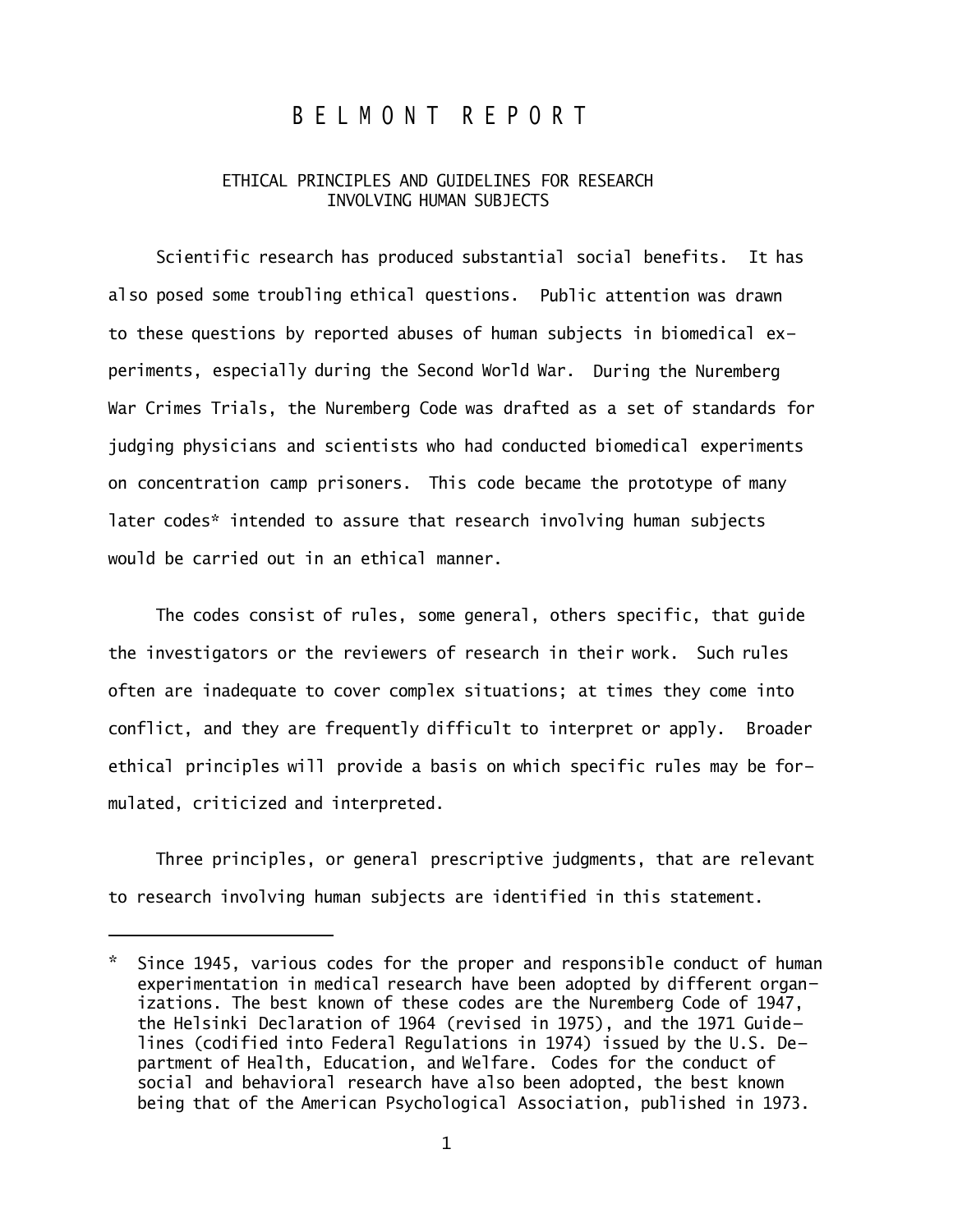# BELMONT REPORT

## ETHICAL PRINCIPLES AND GUIDELINES FOR RESEARCH INVOLVING HUMAN SUBJECTS

Scientific research has produced substantial social benefits. It has also posed some troubling ethical questions. Public attention was drawn to these questions by reported abuses of human subjects in biomedical experiments, especially during the Second World War. During the Nuremberg War Crimes Trials, the Nuremberg Code was drafted as a set of standards for judging physicians and scientists who had conducted biomedical experiments on concentration camp prisoners. This code became the prototype of many later codes* intended to assure that research involving human subjects would be carried out in an ethical manner.

The codes consist of rules, some general, others specific, that guide the investigators or the reviewers of research in their work. Such rules often are inadequate to cover complex situations; at times they come into conflict, and they are frequently difficult to interpret or apply. Broader ethical principles will provide a basis on which specific rules may be formulated, criticized and interpreted.

Three principles, or general prescriptive judgments, that are relevant to research involving human subjects are identified in this statement.

---

\* Since 1945, various codes for the proper and responsible conduct of human experimentation in medical research have been adopted by different organizations. The best known of these codes are the Nuremberg Code of 1947, the Helsinki Declaration of 1964 (revised in 1975), and the 1971 Guidelines (codified into Federal Regulations in 1974) issued by the U.S. Department of Health, Education, and Welfare. Codes for the conduct of social and behavioral research have also been adopted, the best known being that of the American Psychological Association, published in 1973.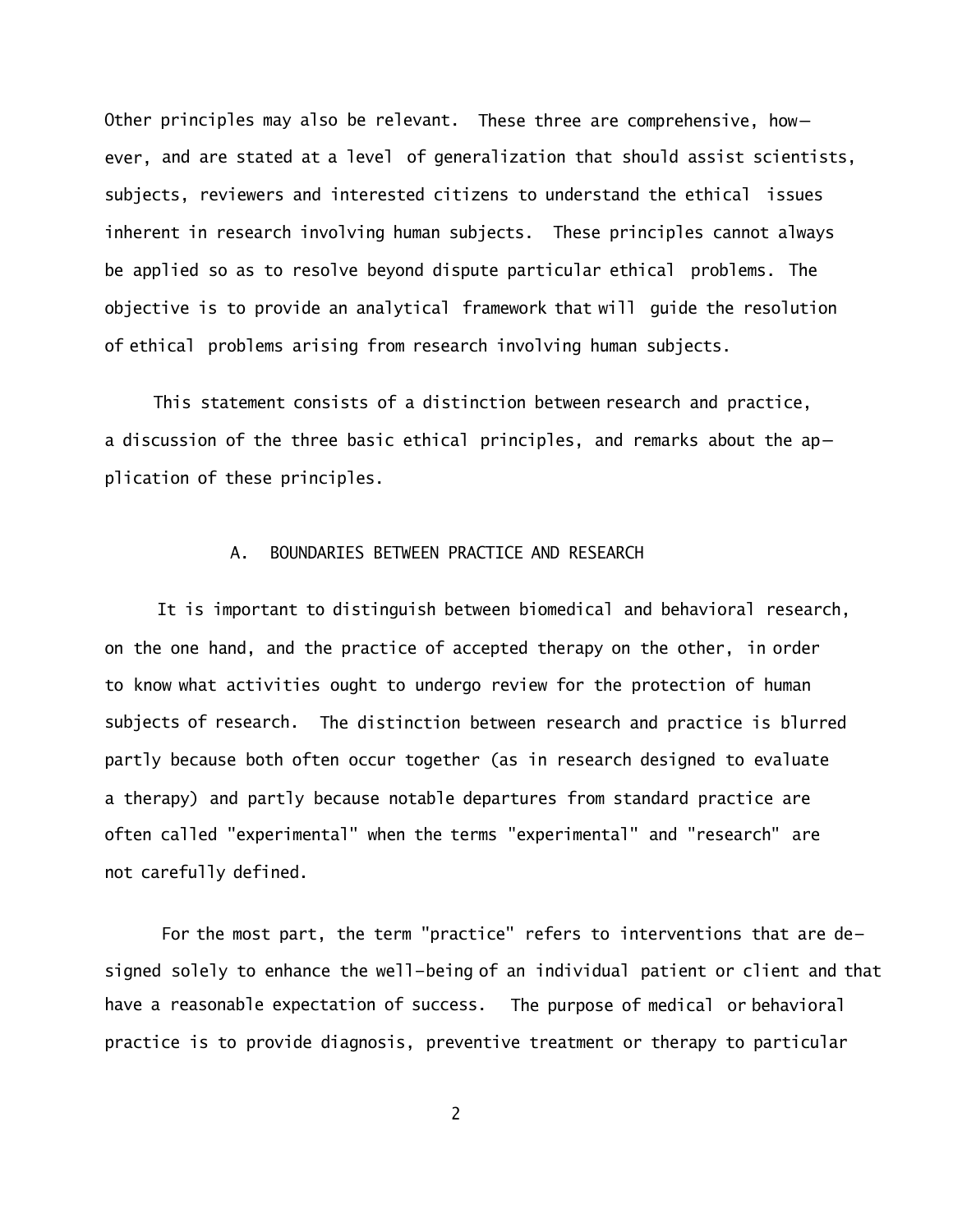Other principles may also be relevant. These three are comprehensive, however, and are stated at a level of generalization that should assist scientists, subjects, reviewers and interested citizens to understand the ethical issues inherent in research involving human subjects. These principles cannot always be applied so as to resolve beyond dispute particular ethical problems. The objective is to provide an analytical framework that will guide the resolution of ethical problems arising from research involving human subjects.

This statement consists of a distinction between research and practice, a discussion of the three basic ethical principles, and remarks about the application of these principles.

## A. BOUNDARIES BETWEEN PRACTICE AND RESEARCH

It is important to distinguish between biomedical and behavioral research, on the one hand, and the practice of accepted therapy on the other, in order to know what activities ought to undergo review for the protection of human subjects of research. The distinction between research and practice is blurred partly because both often occur together (as in research designed to evaluate a therapy) and partly because notable departures from standard practice are often called "experimental" when the terms "experimental" and "research" are not carefully defined.

For the most part, the term "practice" refers to interventions that are designed solely to enhance the well-being of an individual patient or client and that have a reasonable expectation of success. The purpose of medical or behavioral practice is to provide diagnosis, preventive treatment or therapy to particular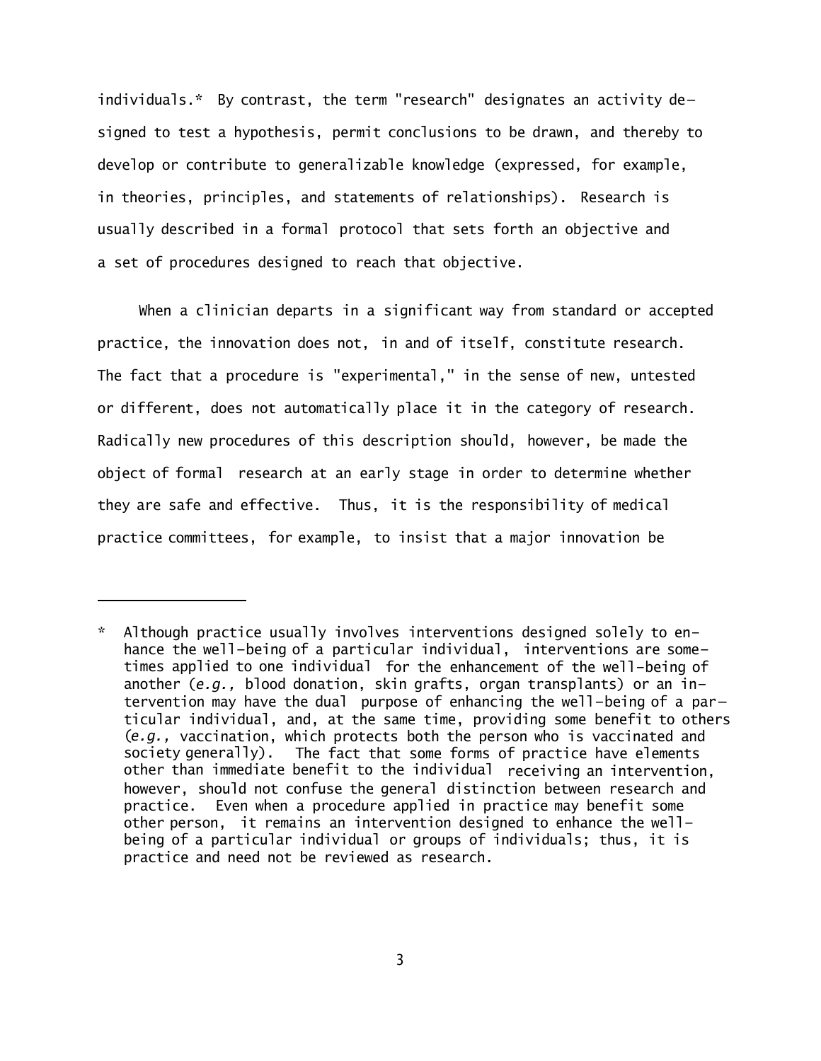individuals.* By contrast, the term "research" designates an activity designed to test a hypothesis, permit conclusions to be drawn, and thereby to develop or contribute to generalizable knowledge (expressed, for example, in theories, principles, and statements of relationships). Research is usually described in a formal protocol that sets forth an objective and a set of procedures designed to reach that objective.

When a clinician departs in a significant way from standard or accepted practice, the innovation does not, in and of itself, constitute research. The fact that a procedure is "experimental," in the sense of new, untested or different, does not automatically place it in the category of research. Radically new procedures of this description should, however, be made the object of formal research at an early stage in order to determine whether they are safe and effective. Thus, it is the responsibility of medical practice committees, for example, to insist that a major innovation be

---

\* Although practice usually involves interventions designed solely to enhance the well-being of a particular individual, interventions are sometimes applied to one individual for the enhancement of the well-being of another (*e.g.,* blood donation, skin grafts, organ transplants) or an intervention may have the dual purpose of enhancing the well-being of a particular individual, and, at the same time, providing some benefit to others (*e.g.,* vaccination, which protects both the person who is vaccinated and society generally). The fact that some forms of practice have elements other than immediate benefit to the individual receiving an intervention, however, should not confuse the general distinction between research and practice. Even when a procedure applied in practice may benefit some other person, it remains an intervention designed to enhance the well-being of a particular individual or groups of individuals; thus, it is practice and need not be reviewed as research.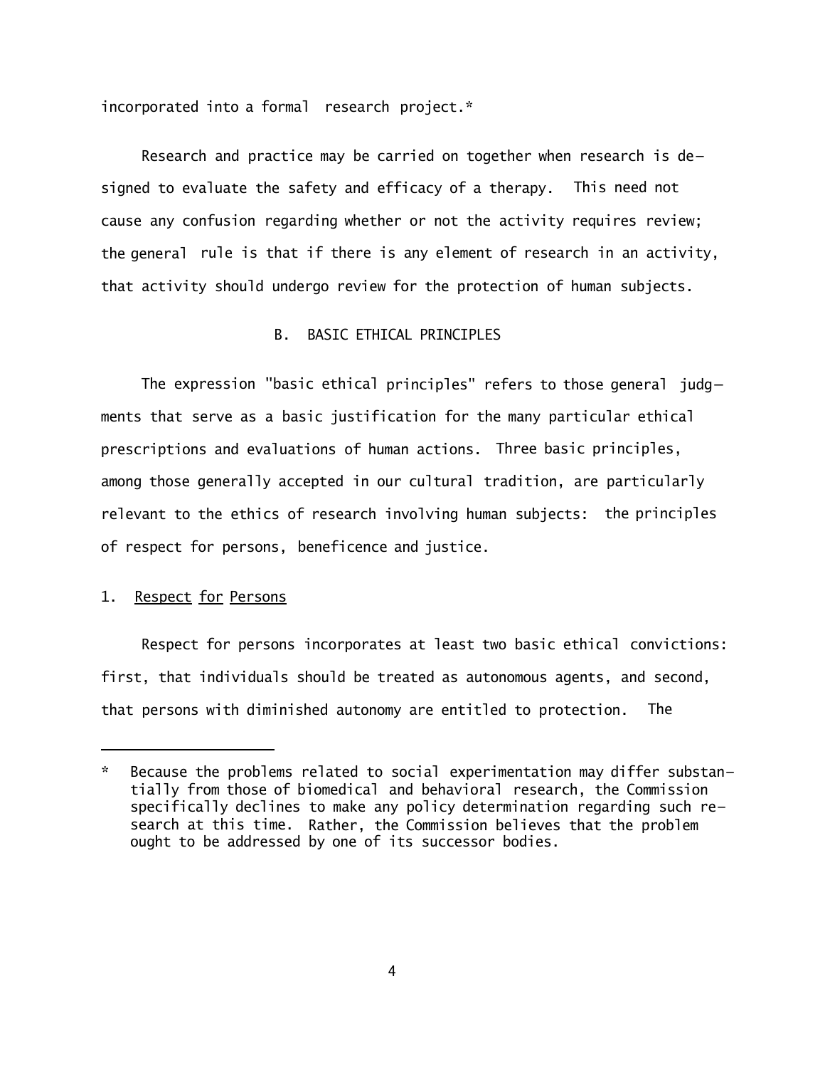incorporated into a formal research project.*

Research and practice may be carried on together when research is designed to evaluate the safety and efficacy of a therapy. This need not cause any confusion regarding whether or not the activity requires review; the general rule is that if there is any element of research in an activity, that activity should undergo review for the protection of human subjects.

## B. BASIC ETHICAL PRINCIPLES

The expression "basic ethical principles" refers to those general judgments that serve as a basic justification for the many particular ethical prescriptions and evaluations of human actions. Three basic principles, among those generally accepted in our cultural tradition, are particularly relevant to the ethics of research involving human subjects: the principles of respect for persons, beneficence and justice.

### 1. Respect for Persons

Respect for persons incorporates at least two basic ethical convictions: first, that individuals should be treated as autonomous agents, and second, that persons with diminished autonomy are entitled to protection. The

---

\* Because the problems related to social experimentation may differ substantially from those of biomedical and behavioral research, the Commission specifically declines to make any policy determination regarding such research at this time. Rather, the Commission believes that the problem ought to be addressed by one of its successor bodies.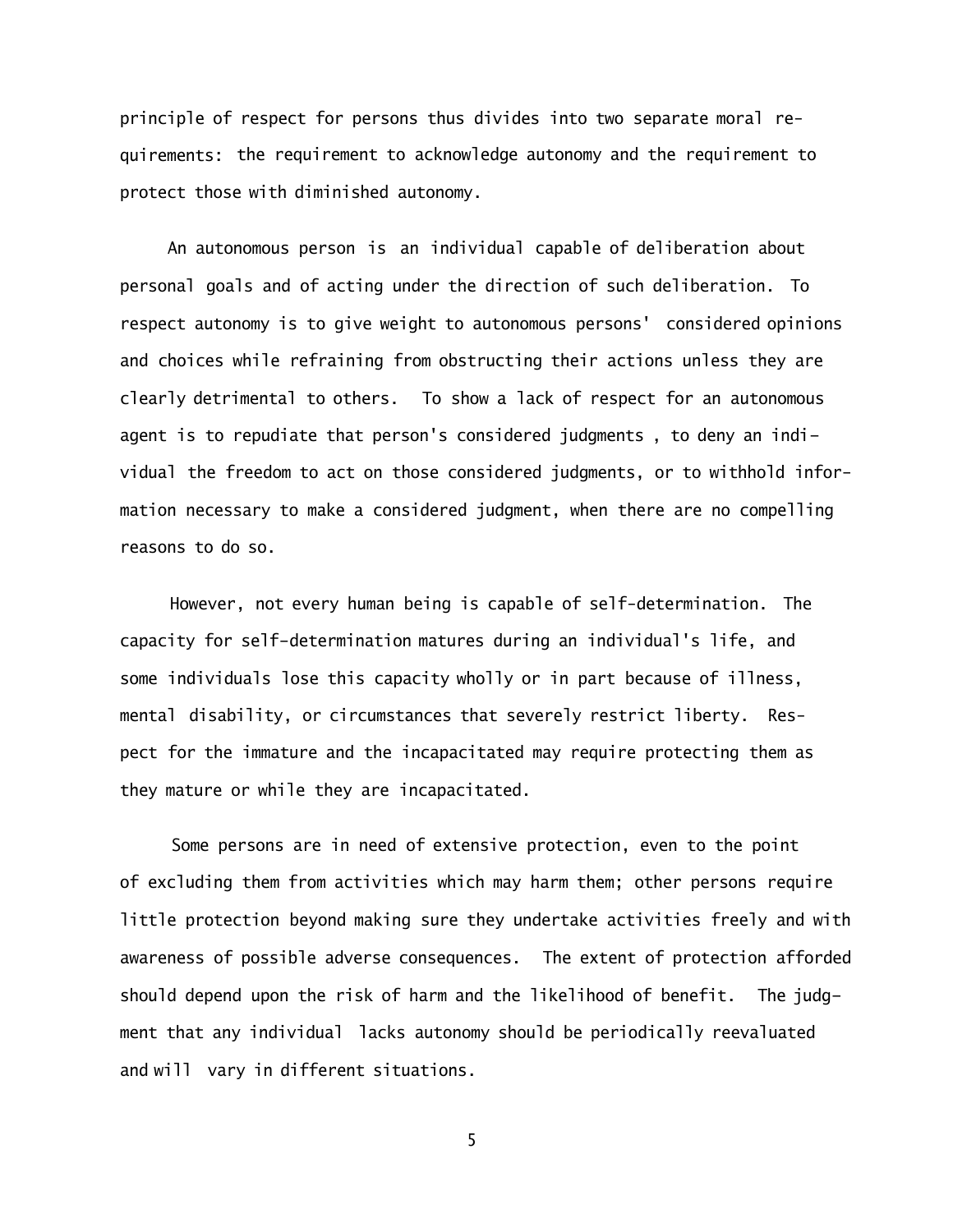principle of respect for persons thus divides into two separate moral requirements: the requirement to acknowledge autonomy and the requirement to protect those with diminished autonomy.

An autonomous person is an individual capable of deliberation about personal goals and of acting under the direction of such deliberation. To respect autonomy is to give weight to autonomous persons' considered opinions and choices while refraining from obstructing their actions unless they are clearly detrimental to others. To show a lack of respect for an autonomous agent is to repudiate that person's considered judgments, to deny an individual the freedom to act on those considered judgments, or to withhold information necessary to make a considered judgment, when there are no compelling reasons to do so.

However, not every human being is capable of self-determination. The capacity for self-determination matures during an individual's life, and some individuals lose this capacity wholly or in part because of illness, mental disability, or circumstances that severely restrict liberty. Respect for the immature and the incapacitated may require protecting them as they mature or while they are incapacitated.

Some persons are in need of extensive protection, even to the point of excluding them from activities which may harm them; other persons require little protection beyond making sure they undertake activities freely and with awareness of possible adverse consequences. The extent of protection afforded should depend upon the risk of harm and the likelihood of benefit. The judgment that any individual lacks autonomy should be periodically reevaluated and will vary in different situations.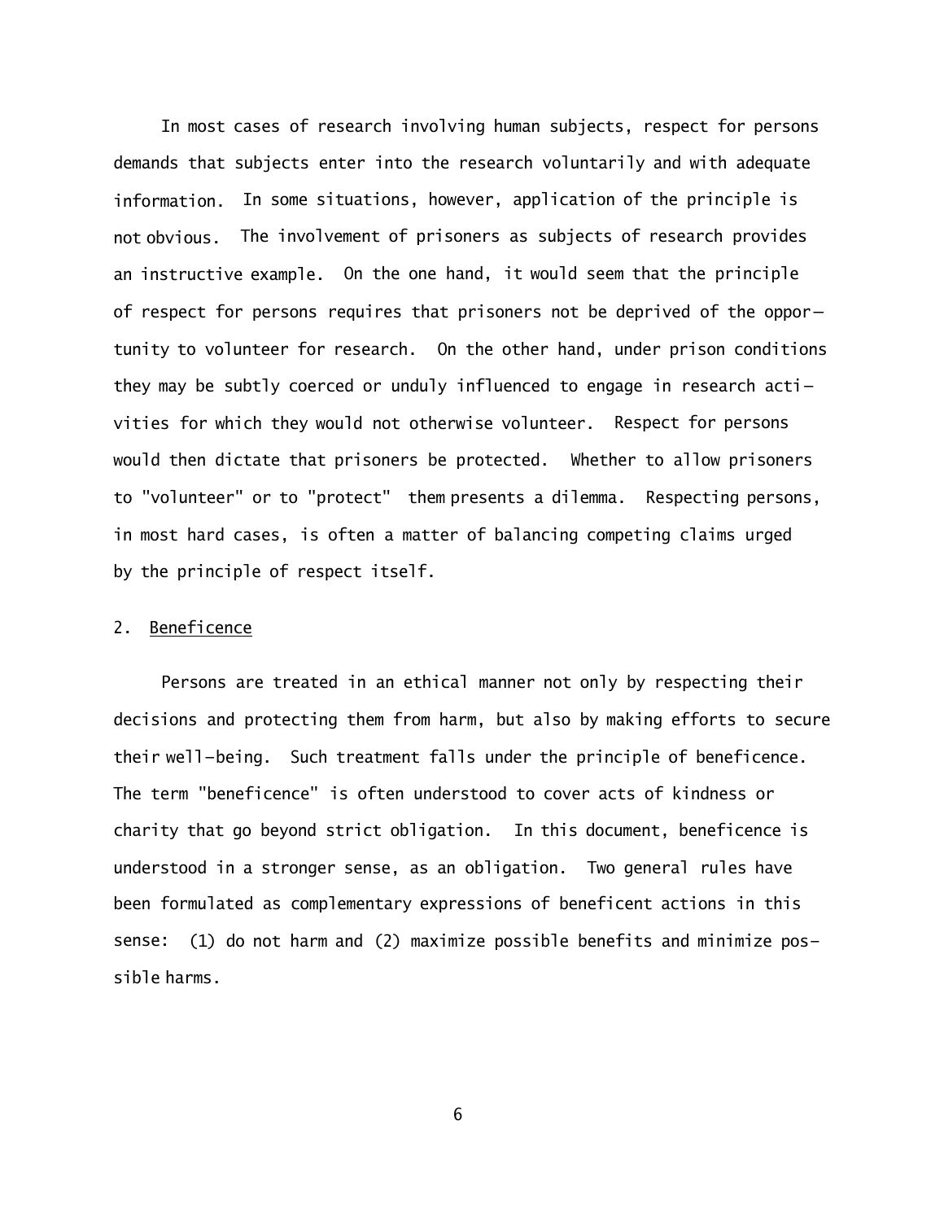In most cases of research involving human subjects, respect for persons demands that subjects enter into the research voluntarily and with adequate information. In some situations, however, application of the principle is not obvious. The involvement of prisoners as subjects of research provides an instructive example. On the one hand, it would seem that the principle of respect for persons requires that prisoners not be deprived of the opportunity to volunteer for research. On the other hand, under prison conditions they may be subtly coerced or unduly influenced to engage in research activities for which they would not otherwise volunteer. Respect for persons would then dictate that prisoners be protected. Whether to allow prisoners to "volunteer" or to "protect" them presents a dilemma. Respecting persons, in most hard cases, is often a matter of balancing competing claims urged by the principle of respect itself.

## 2. Beneficence

Persons are treated in an ethical manner not only by respecting their decisions and protecting them from harm, but also by making efforts to secure their well-being. Such treatment falls under the principle of beneficence. The term "beneficence" is often understood to cover acts of kindness or charity that go beyond strict obligation. In this document, beneficence is understood in a stronger sense, as an obligation. Two general rules have been formulated as complementary expressions of beneficent actions in this sense: (1) do not harm and (2) maximize possible benefits and minimize possible harms.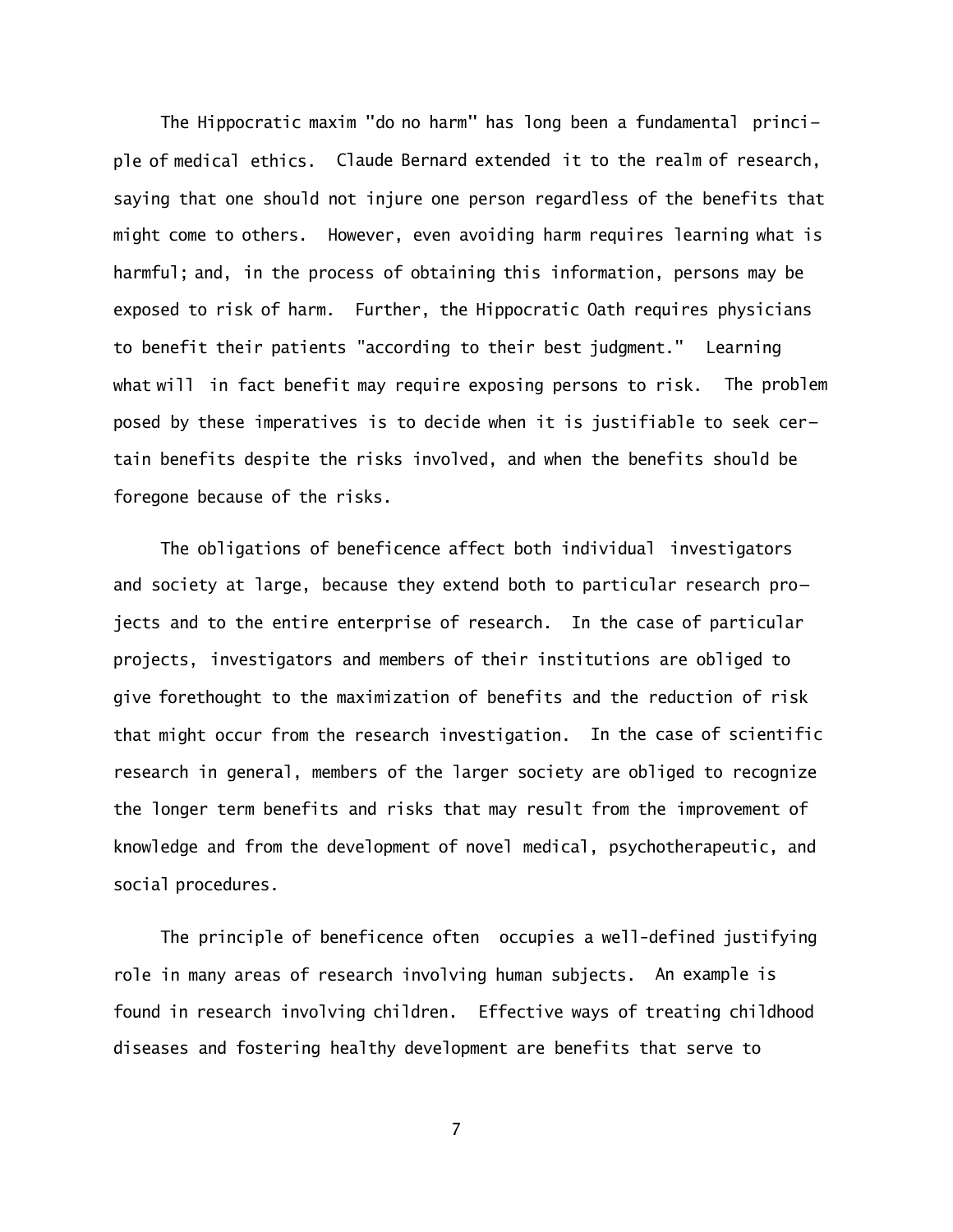The Hippocratic maxim "do no harm" has long been a fundamental principle of medical ethics. Claude Bernard extended it to the realm of research, saying that one should not injure one person regardless of the benefits that might come to others. However, even avoiding harm requires learning what is harmful; and, in the process of obtaining this information, persons may be exposed to risk of harm. Further, the Hippocratic Oath requires physicians to benefit their patients "according to their best judgment." Learning what will in fact benefit may require exposing persons to risk. The problem posed by these imperatives is to decide when it is justifiable to seek certain benefits despite the risks involved, and when the benefits should be foregone because of the risks.

The obligations of beneficence affect both individual investigators and society at large, because they extend both to particular research projects and to the entire enterprise of research. In the case of particular projects, investigators and members of their institutions are obliged to give forethought to the maximization of benefits and the reduction of risk that might occur from the research investigation. In the case of scientific research in general, members of the larger society are obliged to recognize the longer term benefits and risks that may result from the improvement of knowledge and from the development of novel medical, psychotherapeutic, and social procedures.

The principle of beneficence often occupies a well-defined justifying role in many areas of research involving human subjects. An example is found in research involving children. Effective ways of treating childhood diseases and fostering healthy development are benefits that serve to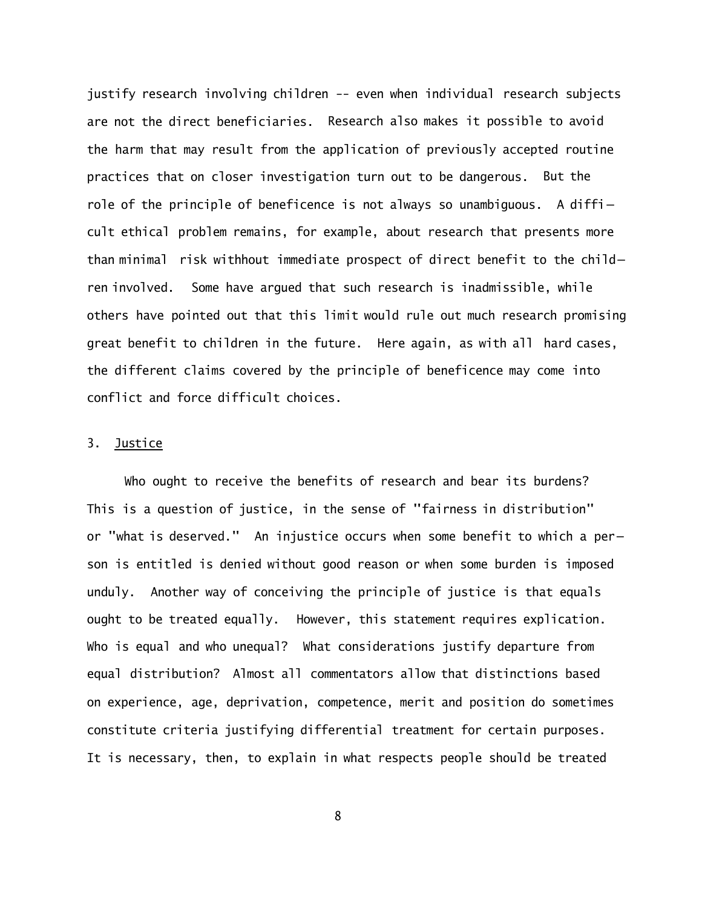justify research involving children -- even when individual research subjects are not the direct beneficiaries. Research also makes it possible to avoid the harm that may result from the application of previously accepted routine practices that on closer investigation turn out to be dangerous. But the role of the principle of beneficence is not always so unambiguous. A difficult ethical problem remains, for example, about research that presents more than minimal risk withhout immediate prospect of direct benefit to the children involved. Some have argued that such research is inadmissible, while others have pointed out that this limit would rule out much research promising great benefit to children in the future. Here again, as with all hard cases, the different claims covered by the principle of beneficence may come into conflict and force difficult choices.

### 3. Justice

Who ought to receive the benefits of research and bear its burdens? This is a question of justice, in the sense of "fairness in distribution" or "what is deserved." An injustice occurs when some benefit to which a person is entitled is denied without good reason or when some burden is imposed unduly. Another way of conceiving the principle of justice is that equals ought to be treated equally. However, this statement requires explication. Who is equal and who unequal? What considerations justify departure from equal distribution? Almost all commentators allow that distinctions based on experience, age, deprivation, competence, merit and position do sometimes constitute criteria justifying differential treatment for certain purposes. It is necessary, then, to explain in what respects people should be treated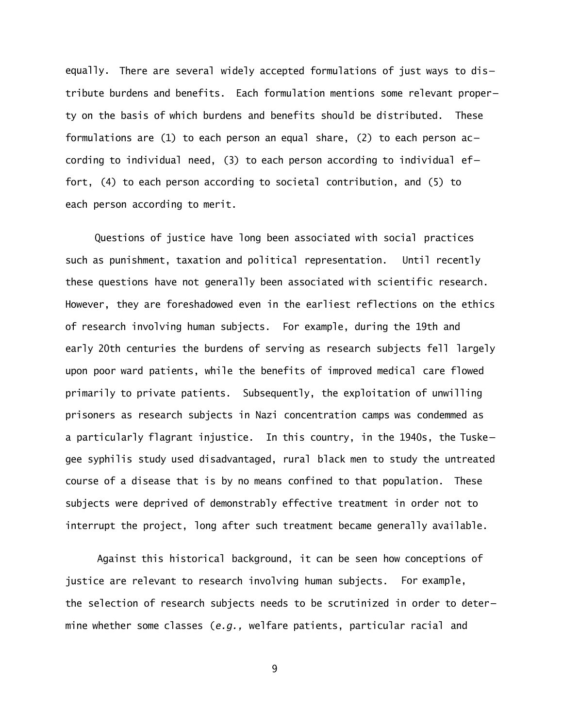equally. There are several widely accepted formulations of just ways to distribute burdens and benefits. Each formulation mentions some relevant property on the basis of which burdens and benefits should be distributed. These formulations are (1) to each person an equal share, (2) to each person according to individual need, (3) to each person according to individual effort, (4) to each person according to societal contribution, and (5) to each person according to merit.

Questions of justice have long been associated with social practices such as punishment, taxation and political representation. Until recently these questions have not generally been associated with scientific research. However, they are foreshadowed even in the earliest reflections on the ethics of research involving human subjects. For example, during the 19th and early 20th centuries the burdens of serving as research subjects fell largely upon poor ward patients, while the benefits of improved medical care flowed primarily to private patients. Subsequently, the exploitation of unwilling prisoners as research subjects in Nazi concentration camps was condemmed as a particularly flagrant injustice. In this country, in the 1940s, the Tuskegee syphilis study used disadvantaged, rural black men to study the untreated course of a disease that is by no means confined to that population. These subjects were deprived of demonstrably effective treatment in order not to interrupt the project, long after such treatment became generally available.

Against this historical background, it can be seen how conceptions of justice are relevant to research involving human subjects. For example, the selection of research subjects needs to be scrutinized in order to determine whether some classes (*e.g.,* welfare patients, particular racial and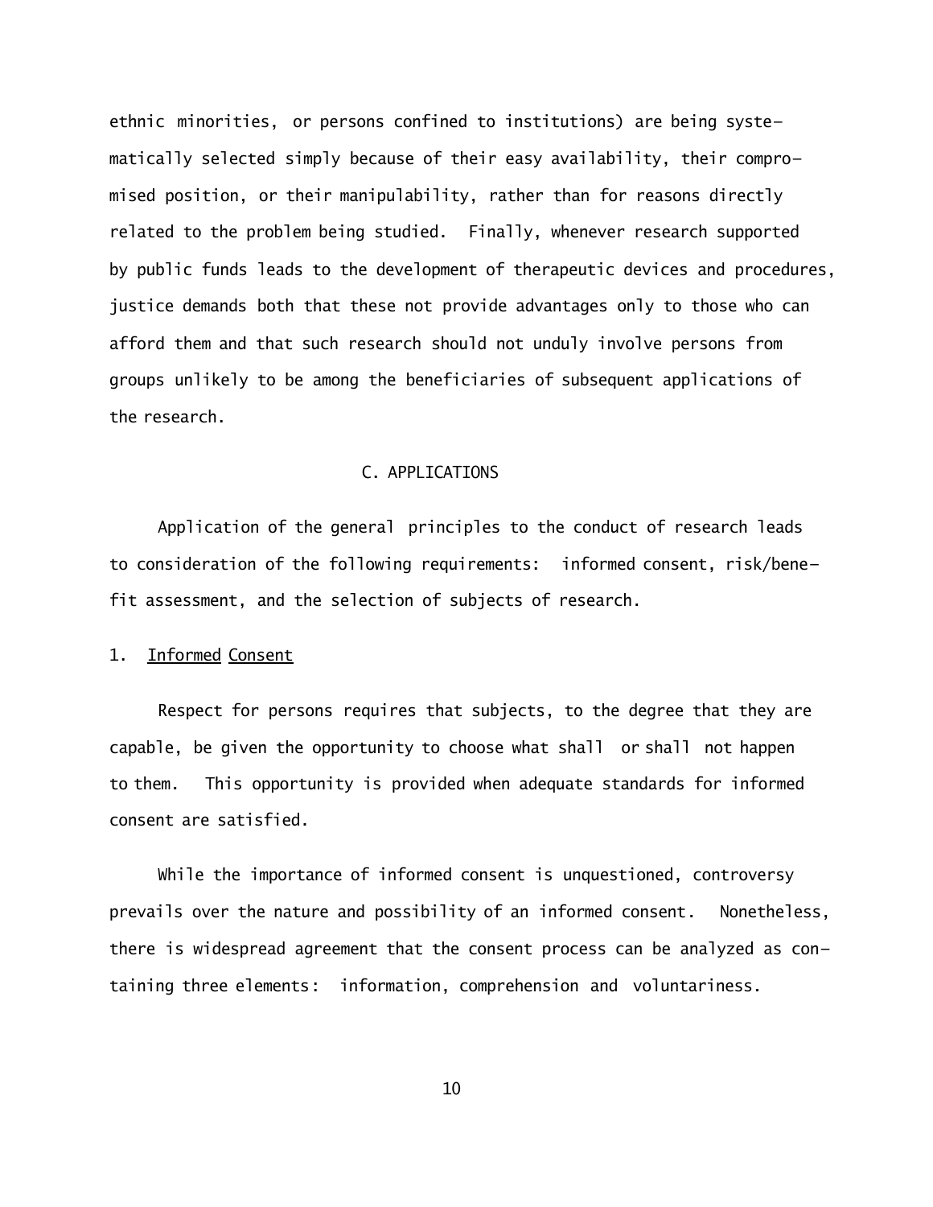ethnic minorities, or persons confined to institutions) are being systematically selected simply because of their easy availability, their compromised position, or their manipulability, rather than for reasons directly related to the problem being studied. Finally, whenever research supported by public funds leads to the development of therapeutic devices and procedures, justice demands both that these not provide advantages only to those who can afford them and that such research should not unduly involve persons from groups unlikely to be among the beneficiaries of subsequent applications of the research.

## C. APPLICATIONS

Application of the general principles to the conduct of research leads to consideration of the following requirements: informed consent, risk/benefit assessment, and the selection of subjects of research.

### 1. Informed Consent

Respect for persons requires that subjects, to the degree that they are capable, be given the opportunity to choose what shall or shall not happen to them. This opportunity is provided when adequate standards for informed consent are satisfied.

While the importance of informed consent is unquestioned, controversy prevails over the nature and possibility of an informed consent. Nonetheless, there is widespread agreement that the consent process can be analyzed as containing three elements: information, comprehension and voluntariness.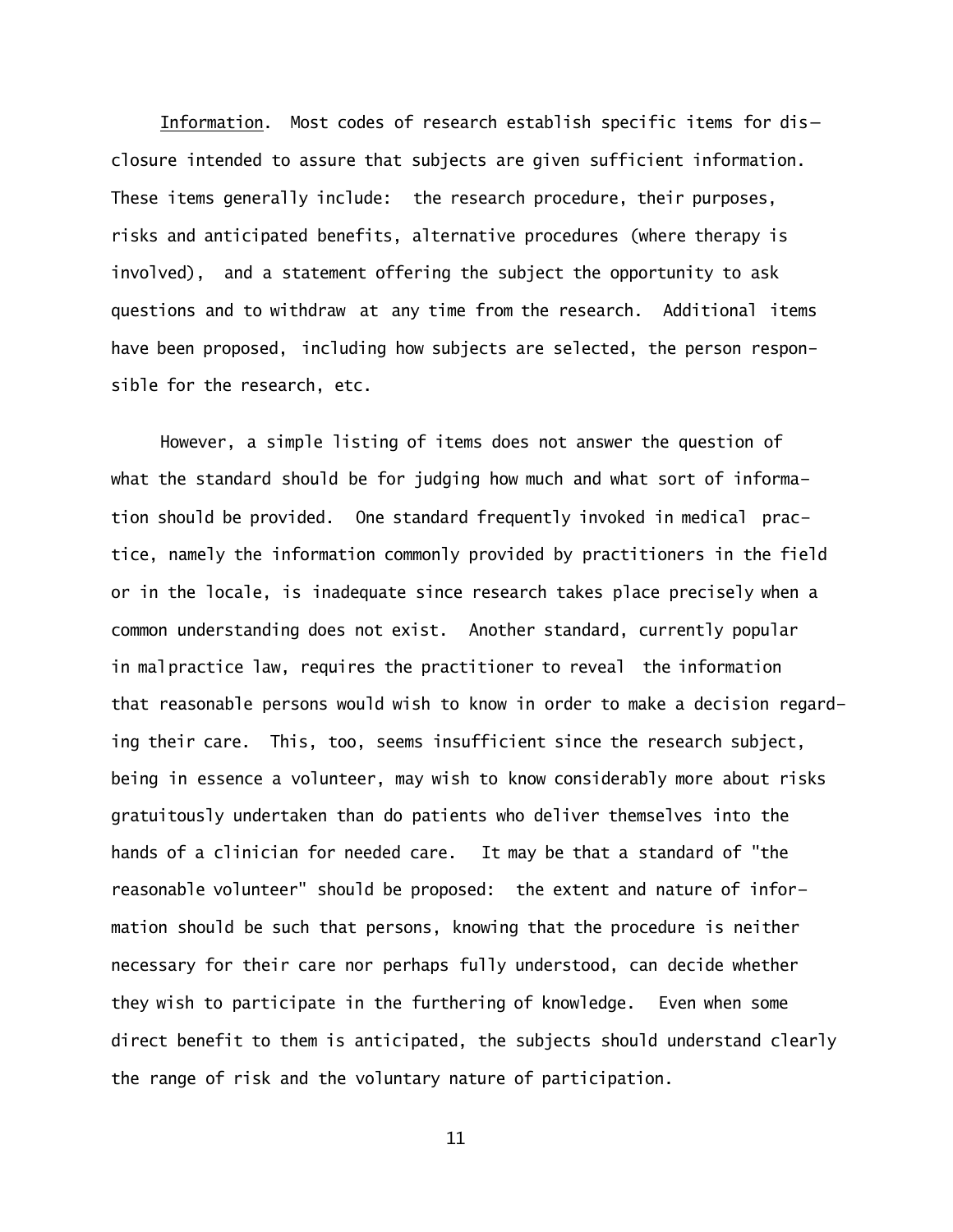_Information_. Most codes of research establish specific items for disclosure intended to assure that subjects are given sufficient information. These items generally include: the research procedure, their purposes, risks and anticipated benefits, alternative procedures (where therapy is involved), and a statement offering the subject the opportunity to ask questions and to withdraw at any time from the research. Additional items have been proposed, including how subjects are selected, the person responsible for the research, etc.

However, a simple listing of items does not answer the question of what the standard should be for judging how much and what sort of information should be provided. One standard frequently invoked in medical practice, namely the information commonly provided by practitioners in the field or in the locale, is inadequate since research takes place precisely when a common understanding does not exist. Another standard, currently popular in malpractice law, requires the practitioner to reveal the information that reasonable persons would wish to know in order to make a decision regarding their care. This, too, seems insufficient since the research subject, being in essence a volunteer, may wish to know considerably more about risks gratuitously undertaken than do patients who deliver themselves into the hands of a clinician for needed care. It may be that a standard of "the reasonable volunteer" should be proposed: the extent and nature of information should be such that persons, knowing that the procedure is neither necessary for their care nor perhaps fully understood, can decide whether they wish to participate in the furthering of knowledge. Even when some direct benefit to them is anticipated, the subjects should understand clearly the range of risk and the voluntary nature of participation.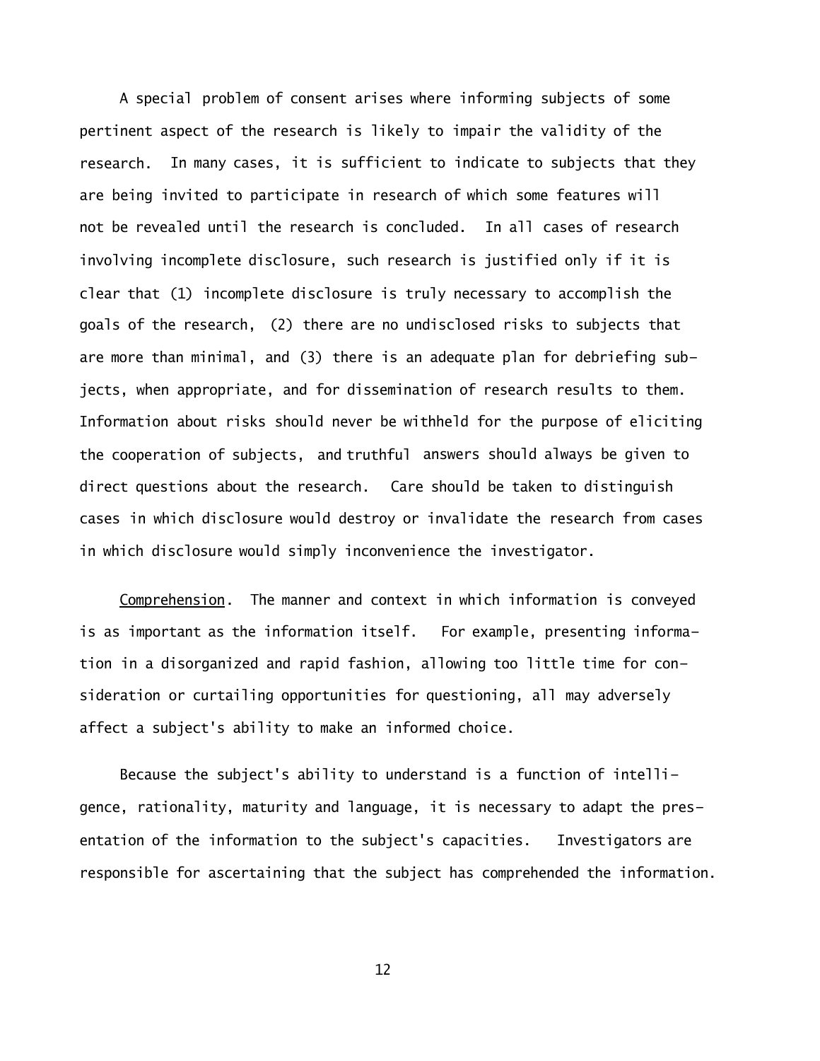A special problem of consent arises where informing subjects of some pertinent aspect of the research is likely to impair the validity of the research. In many cases, it is sufficient to indicate to subjects that they are being invited to participate in research of which some features will not be revealed until the research is concluded. In all cases of research involving incomplete disclosure, such research is justified only if it is clear that (1) incomplete disclosure is truly necessary to accomplish the goals of the research, (2) there are no undisclosed risks to subjects that are more than minimal, and (3) there is an adequate plan for debriefing subjects, when appropriate, and for dissemination of research results to them. Information about risks should never be withheld for the purpose of eliciting the cooperation of subjects, and truthful answers should always be given to direct questions about the research. Care should be taken to distinguish cases in which disclosure would destroy or invalidate the research from cases in which disclosure would simply inconvenience the investigator.

Comprehension. The manner and context in which information is conveyed is as important as the information itself. For example, presenting information in a disorganized and rapid fashion, allowing too little time for consideration or curtailing opportunities for questioning, all may adversely affect a subject's ability to make an informed choice.

Because the subject's ability to understand is a function of intelligence, rationality, maturity and language, it is necessary to adapt the presentation of the information to the subject's capacities. Investigators are responsible for ascertaining that the subject has comprehended the information.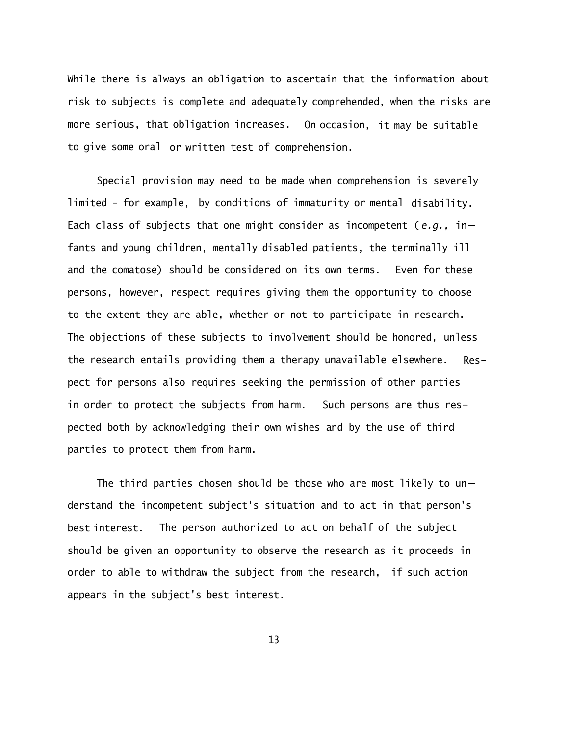While there is always an obligation to ascertain that the information about risk to subjects is complete and adequately comprehended, when the risks are more serious, that obligation increases. On occasion, it may be suitable to give some oral or written test of comprehension.

Special provision may need to be made when comprehension is severely limited - for example, by conditions of immaturity or mental disability. Each class of subjects that one might consider as incompetent (*e.g.,* infants and young children, mentally disabled patients, the terminally ill and the comatose) should be considered on its own terms. Even for these persons, however, respect requires giving them the opportunity to choose to the extent they are able, whether or not to participate in research. The objections of these subjects to involvement should be honored, unless the research entails providing them a therapy unavailable elsewhere. Respect for persons also requires seeking the permission of other parties in order to protect the subjects from harm. Such persons are thus respected both by acknowledging their own wishes and by the use of third parties to protect them from harm.

The third parties chosen should be those who are most likely to understand the incompetent subject's situation and to act in that person's best interest. The person authorized to act on behalf of the subject should be given an opportunity to observe the research as it proceeds in order to able to withdraw the subject from the research, if such action appears in the subject's best interest.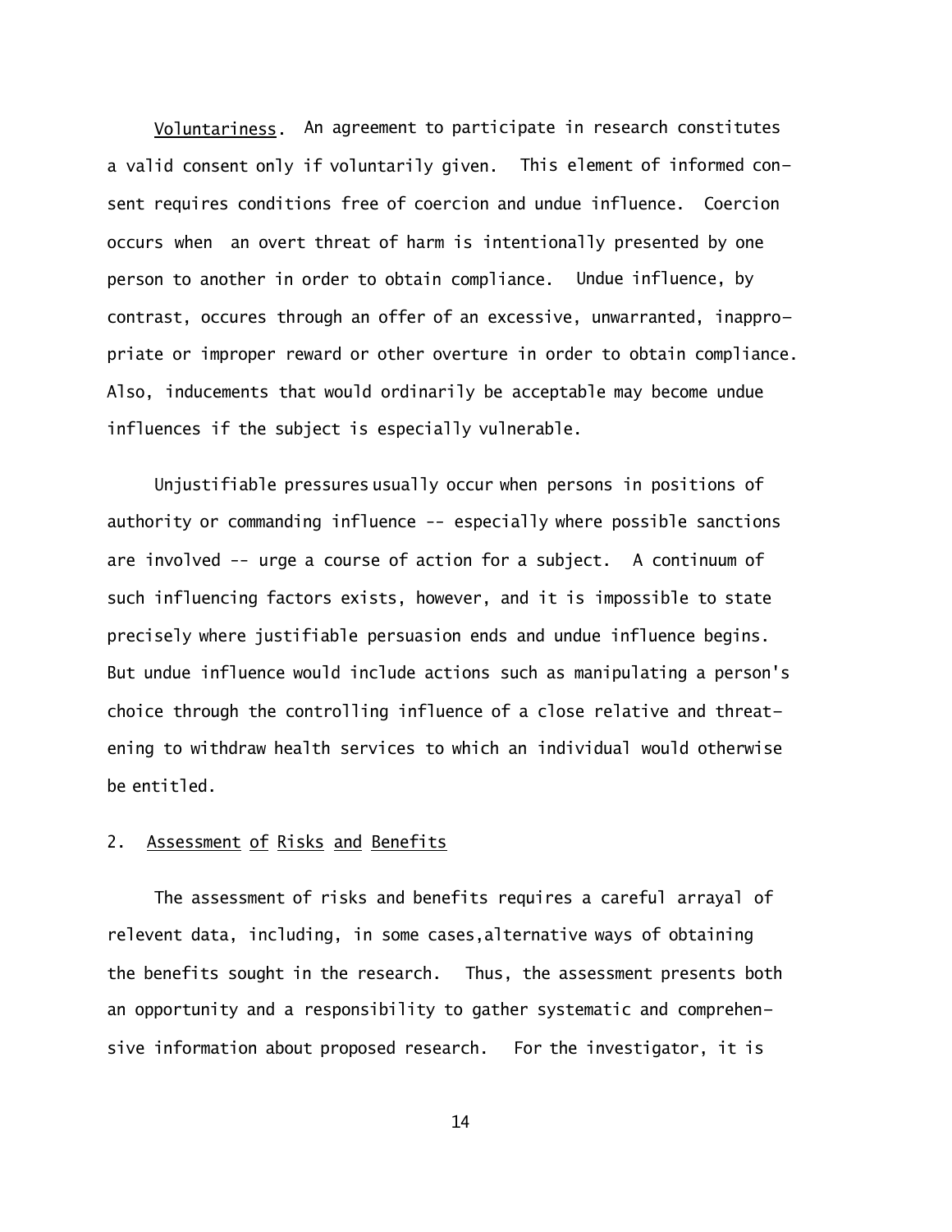_Voluntariness_. An agreement to participate in research constitutes a valid consent only if voluntarily given. This element of informed consent requires conditions free of coercion and undue influence. Coercion occurs when an overt threat of harm is intentionally presented by one person to another in order to obtain compliance. Undue influence, by contrast, occures through an offer of an excessive, unwarranted, inappropriate or improper reward or other overture in order to obtain compliance. Also, inducements that would ordinarily be acceptable may become undue influences if the subject is especially vulnerable.

Unjustifiable pressures usually occur when persons in positions of authority or commanding influence -- especially where possible sanctions are involved -- urge a course of action for a subject. A continuum of such influencing factors exists, however, and it is impossible to state precisely where justifiable persuasion ends and undue influence begins. But undue influence would include actions such as manipulating a person's choice through the controlling influence of a close relative and threatening to withdraw health services to which an individual would otherwise be entitled.

## 2. Assessment of Risks and Benefits

The assessment of risks and benefits requires a careful arrayal of relevent data, including, in some cases, alternative ways of obtaining the benefits sought in the research. Thus, the assessment presents both an opportunity and a responsibility to gather systematic and comprehensive information about proposed research. For the investigator, it is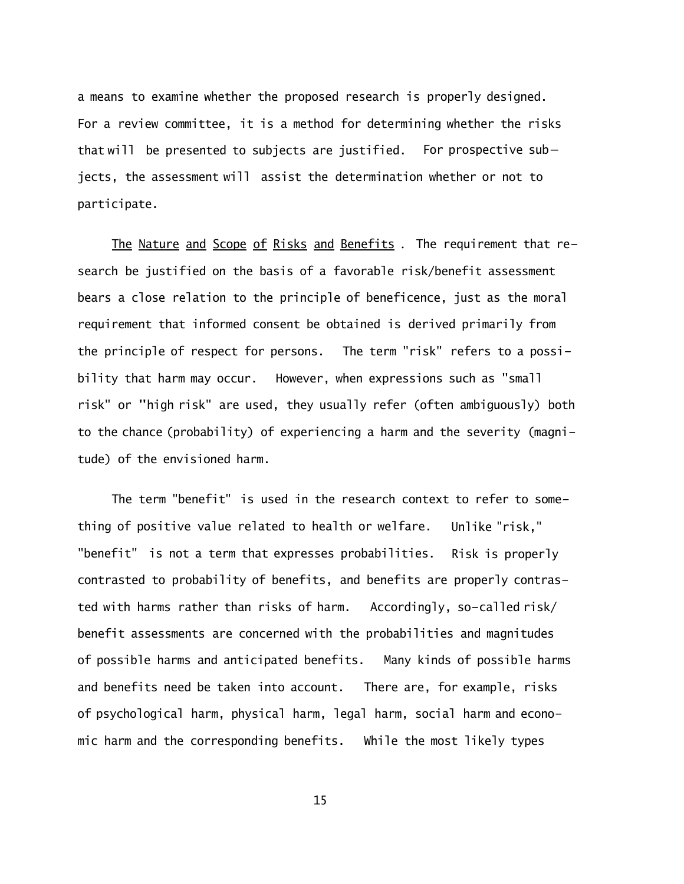a means to examine whether the proposed research is properly designed. For a review committee, it is a method for determining whether the risks that will be presented to subjects are justified. For prospective subjects, the assessment will assist the determination whether or not to participate.

<u>The Nature and Scope of Risks and Benefits</u>. The requirement that research be justified on the basis of a favorable risk/benefit assessment bears a close relation to the principle of beneficence, just as the moral requirement that informed consent be obtained is derived primarily from the principle of respect for persons. The term "risk" refers to a possibility that harm may occur. However, when expressions such as "small risk" or "high risk" are used, they usually refer (often ambiguously) both to the chance (probability) of experiencing a harm and the severity (magnitude) of the envisioned harm.

The term "benefit" is used in the research context to refer to something of positive value related to health or welfare. Unlike "risk," "benefit" is not a term that expresses probabilities. Risk is properly contrasted to probability of benefits, and benefits are properly contrasted with harms rather than risks of harm. Accordingly, so-called risk/benefit assessments are concerned with the probabilities and magnitudes of possible harms and anticipated benefits. Many kinds of possible harms and benefits need be taken into account. There are, for example, risks of psychological harm, physical harm, legal harm, social harm and economic harm and the corresponding benefits. While the most likely types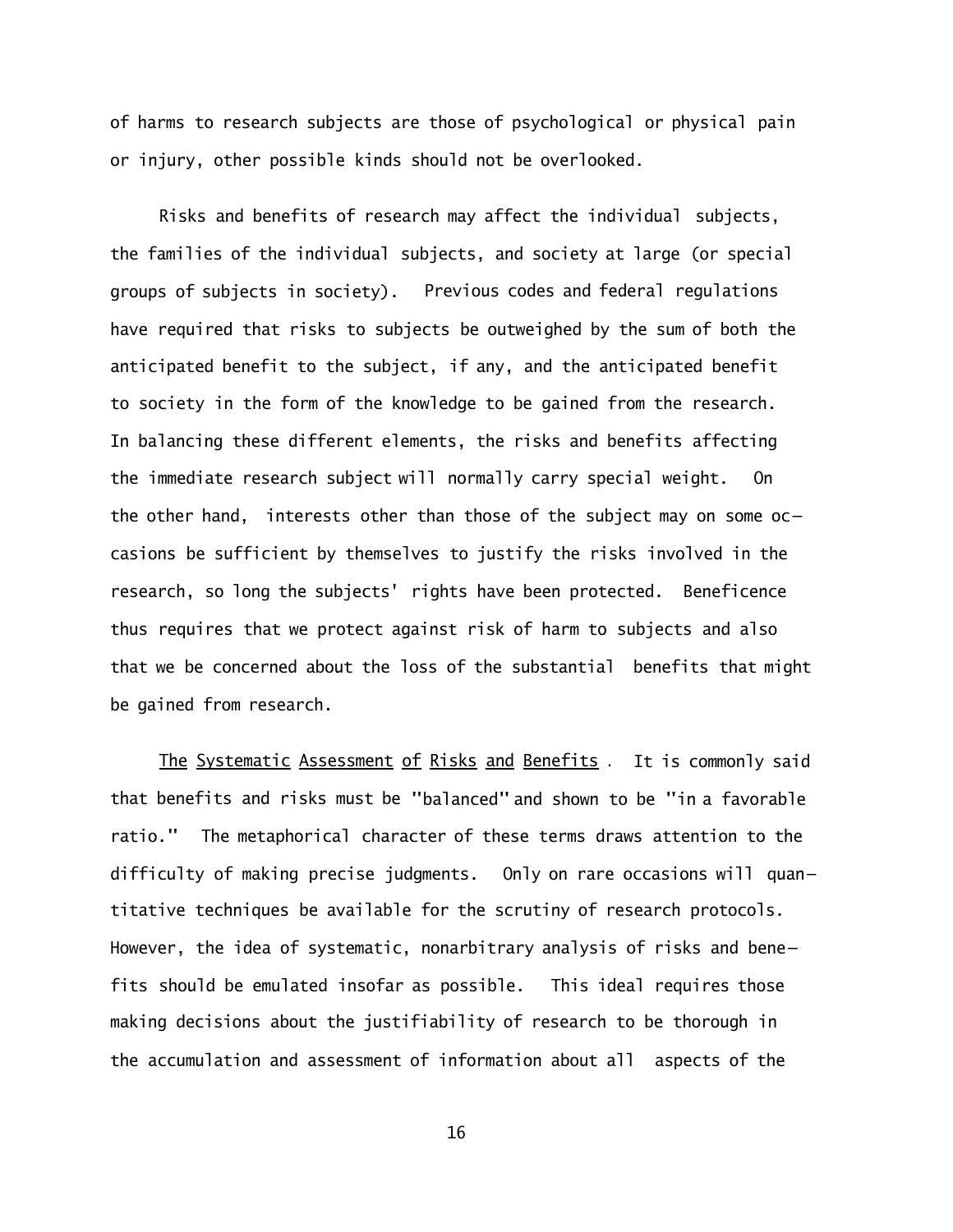of harms to research subjects are those of psychological or physical pain or injury, other possible kinds should not be overlooked.

Risks and benefits of research may affect the individual subjects, the families of the individual subjects, and society at large (or special groups of subjects in society). Previous codes and federal regulations have required that risks to subjects be outweighed by the sum of both the anticipated benefit to the subject, if any, and the anticipated benefit to society in the form of the knowledge to be gained from the research. In balancing these different elements, the risks and benefits affecting the immediate research subject will normally carry special weight. On the other hand, interests other than those of the subject may on some occasions be sufficient by themselves to justify the risks involved in the research, so long the subjects' rights have been protected. Beneficence thus requires that we protect against risk of harm to subjects and also that we be concerned about the loss of the substantial benefits that might be gained from research.

<u>The Systematic Assessment of Risks and Benefits</u>. It is commonly said that benefits and risks must be "balanced" and shown to be "in a favorable ratio." The metaphorical character of these terms draws attention to the difficulty of making precise judgments. Only on rare occasions will quantitative techniques be available for the scrutiny of research protocols. However, the idea of systematic, nonarbitrary analysis of risks and benefits should be emulated insofar as possible. This ideal requires those making decisions about the justifiability of research to be thorough in the accumulation and assessment of information about all aspects of the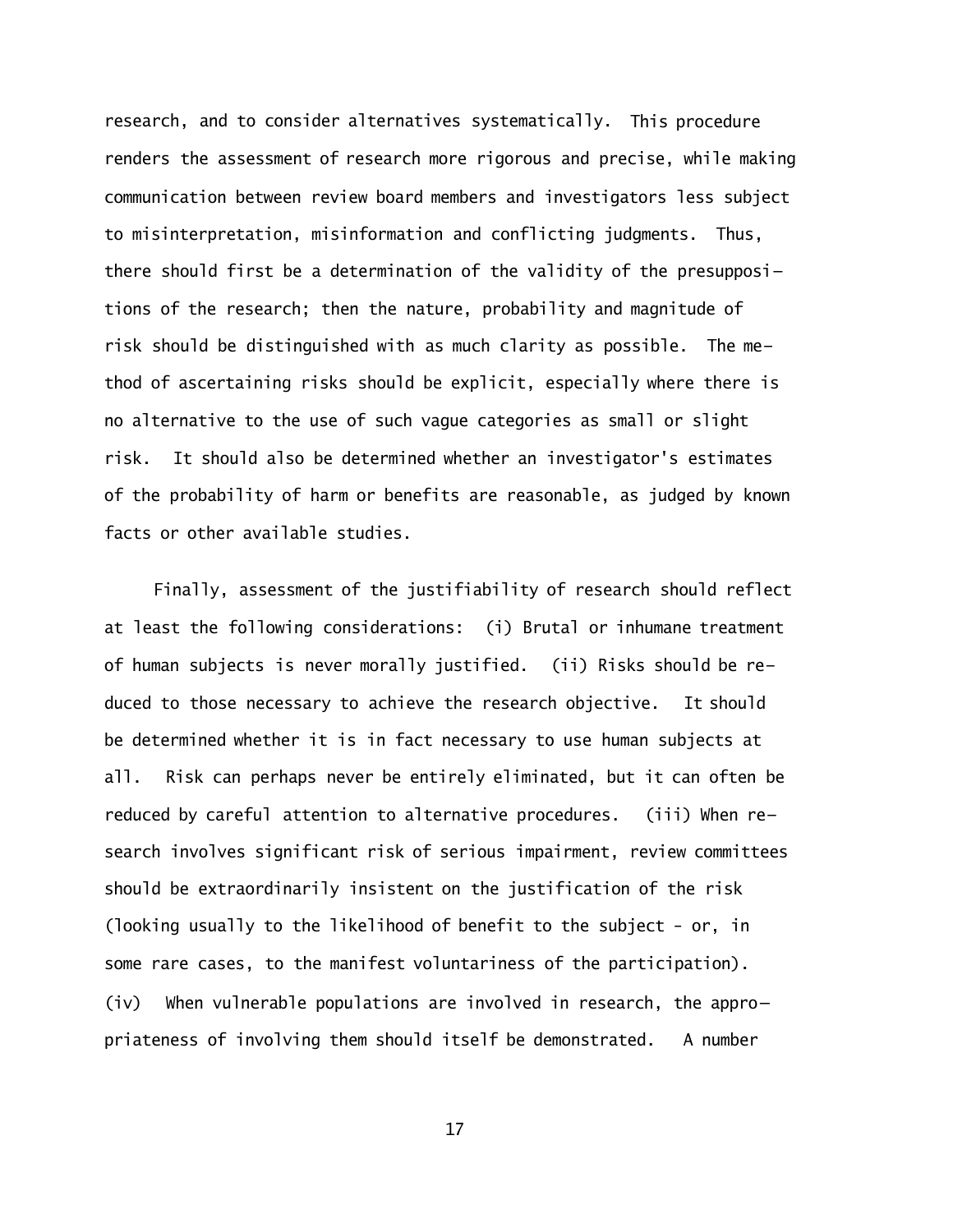research, and to consider alternatives systematically. This procedure renders the assessment of research more rigorous and precise, while making communication between review board members and investigators less subject to misinterpretation, misinformation and conflicting judgments. Thus, there should first be a determination of the validity of the presuppositions of the research; then the nature, probability and magnitude of risk should be distinguished with as much clarity as possible. The method of ascertaining risks should be explicit, especially where there is no alternative to the use of such vague categories as small or slight risk. It should also be determined whether an investigator's estimates of the probability of harm or benefits are reasonable, as judged by known facts or other available studies.

Finally, assessment of the justifiability of research should reflect at least the following considerations: (i) Brutal or inhumane treatment of human subjects is never morally justified. (ii) Risks should be reduced to those necessary to achieve the research objective. It should be determined whether it is in fact necessary to use human subjects at all. Risk can perhaps never be entirely eliminated, but it can often be reduced by careful attention to alternative procedures. (iii) When research involves significant risk of serious impairment, review committees should be extraordinarily insistent on the justification of the risk (looking usually to the likelihood of benefit to the subject - or, in some rare cases, to the manifest voluntariness of the participation). (iv) When vulnerable populations are involved in research, the appropriateness of involving them should itself be demonstrated. A number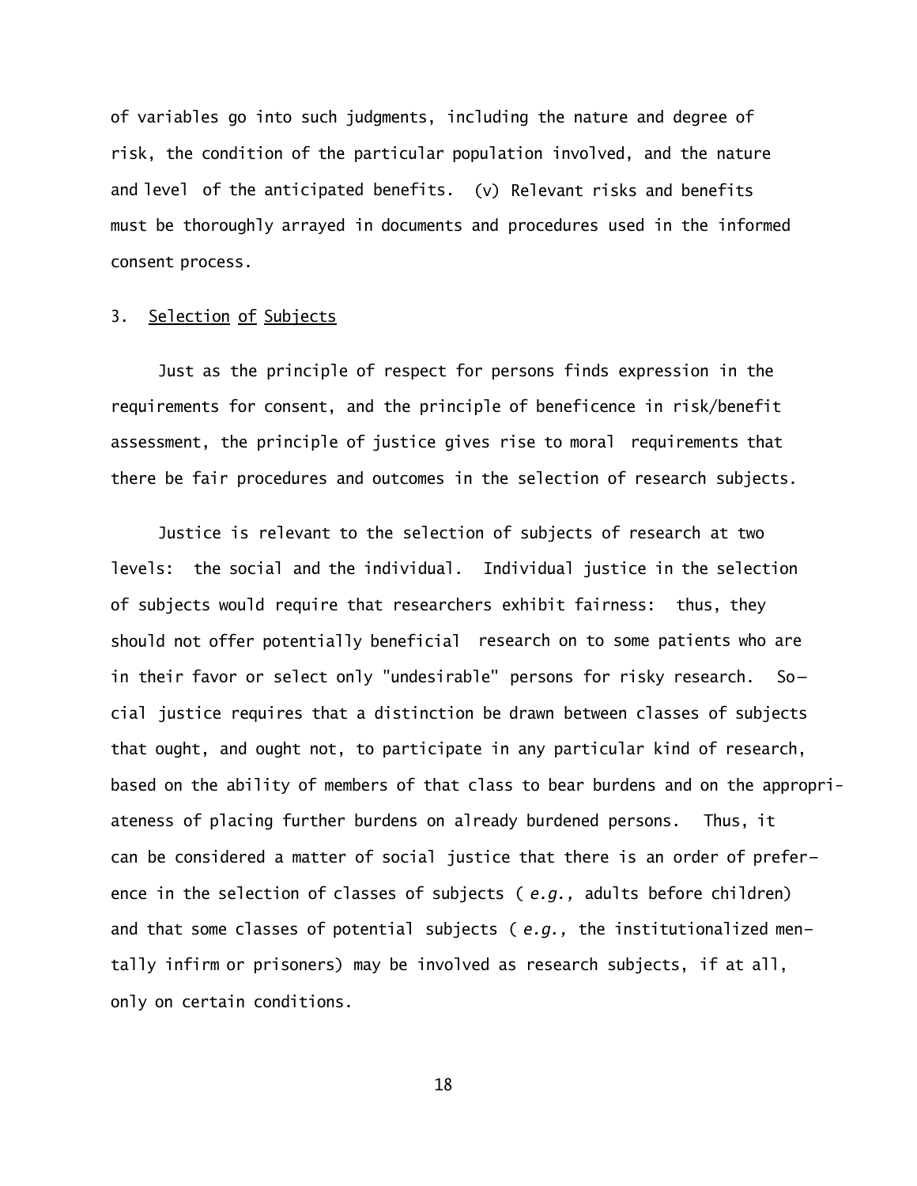of variables go into such judgments, including the nature and degree of risk, the condition of the particular population involved, and the nature and level of the anticipated benefits. (v) Relevant risks and benefits must be thoroughly arrayed in documents and procedures used in the informed consent process.

### 3. Selection of Subjects

Just as the principle of respect for persons finds expression in the requirements for consent, and the principle of beneficence in risk/benefit assessment, the principle of justice gives rise to moral requirements that there be fair procedures and outcomes in the selection of research subjects.

Justice is relevant to the selection of subjects of research at two levels: the social and the individual. Individual justice in the selection of subjects would require that researchers exhibit fairness: thus, they should not offer potentially beneficial research on to some patients who are in their favor or select only "undesirable" persons for risky research. Social justice requires that a distinction be drawn between classes of subjects that ought, and ought not, to participate in any particular kind of research, based on the ability of members of that class to bear burdens and on the appropriateness of placing further burdens on already burdened persons. Thus, it can be considered a matter of social justice that there is an order of preference in the selection of classes of subjects ( *e.g.,* adults before children) and that some classes of potential subjects ( *e.g.,* the institutionalized mentally infirm or prisoners) may be involved as research subjects, if at all, only on certain conditions.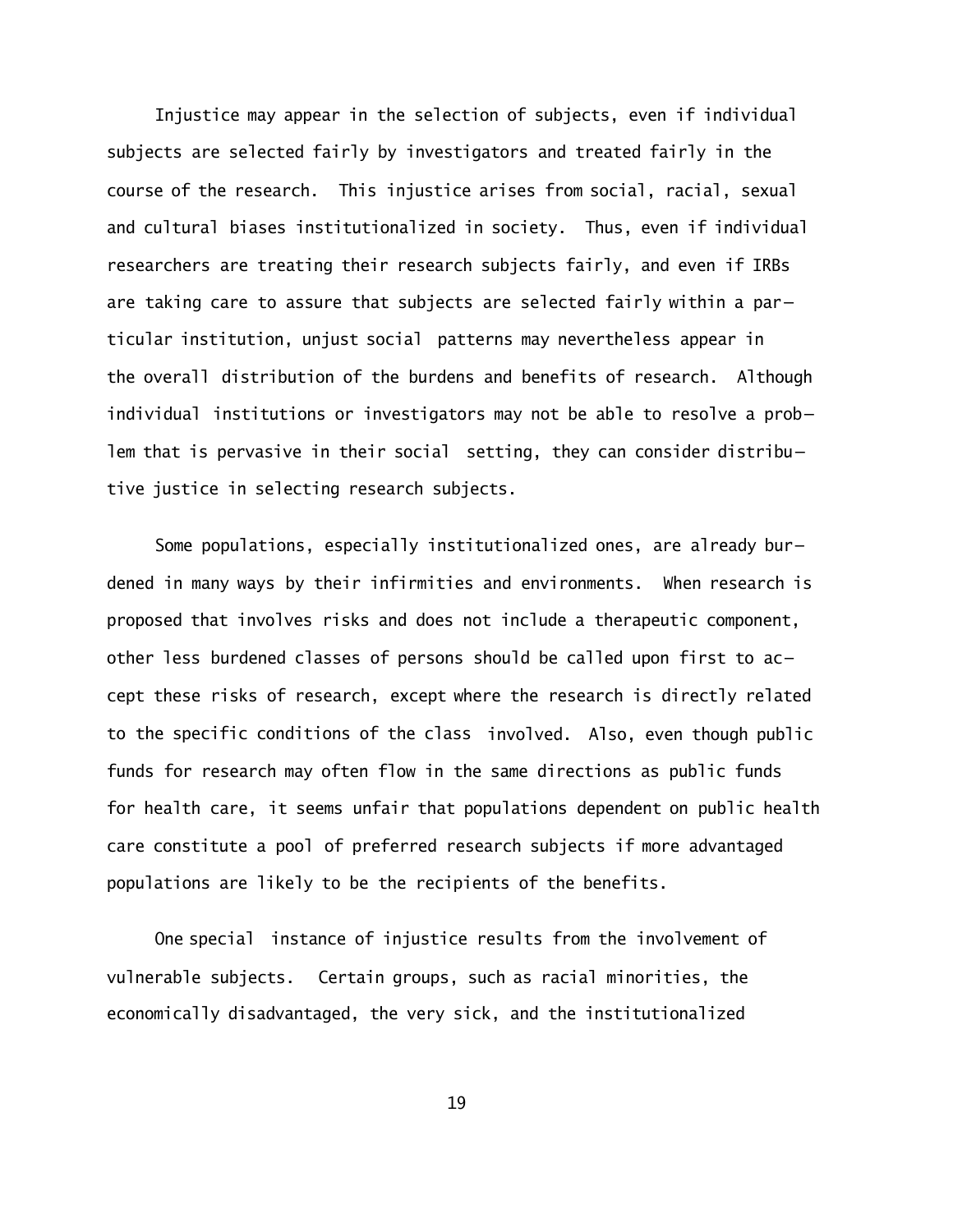Injustice may appear in the selection of subjects, even if individual subjects are selected fairly by investigators and treated fairly in the course of the research. This injustice arises from social, racial, sexual and cultural biases institutionalized in society. Thus, even if individual researchers are treating their research subjects fairly, and even if IRBs are taking care to assure that subjects are selected fairly within a particular institution, unjust social patterns may nevertheless appear in the overall distribution of the burdens and benefits of research. Although individual institutions or investigators may not be able to resolve a problem that is pervasive in their social setting, they can consider distributive justice in selecting research subjects.

Some populations, especially institutionalized ones, are already burdened in many ways by their infirmities and environments. When research is proposed that involves risks and does not include a therapeutic component, other less burdened classes of persons should be called upon first to accept these risks of research, except where the research is directly related to the specific conditions of the class involved. Also, even though public funds for research may often flow in the same directions as public funds for health care, it seems unfair that populations dependent on public health care constitute a pool of preferred research subjects if more advantaged populations are likely to be the recipients of the benefits.

One special instance of injustice results from the involvement of vulnerable subjects. Certain groups, such as racial minorities, the economically disadvantaged, the very sick, and the institutionalized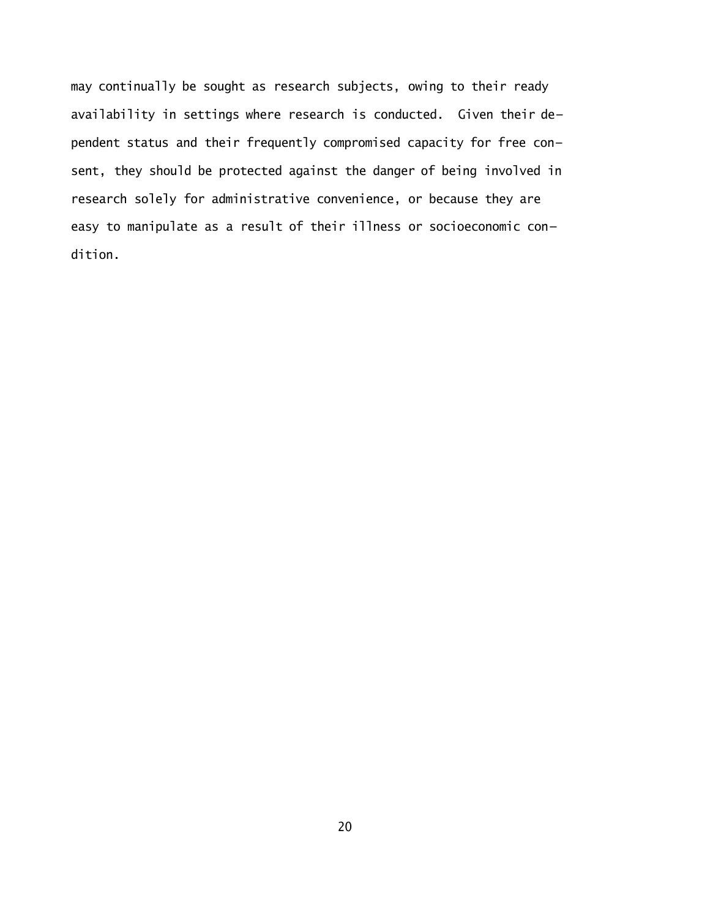may continually be sought as research subjects, owing to their ready availability in settings where research is conducted. Given their dependent status and their frequently compromised capacity for free consent, they should be protected against the danger of being involved in research solely for administrative convenience, or because they are easy to manipulate as a result of their illness or socioeconomic condition.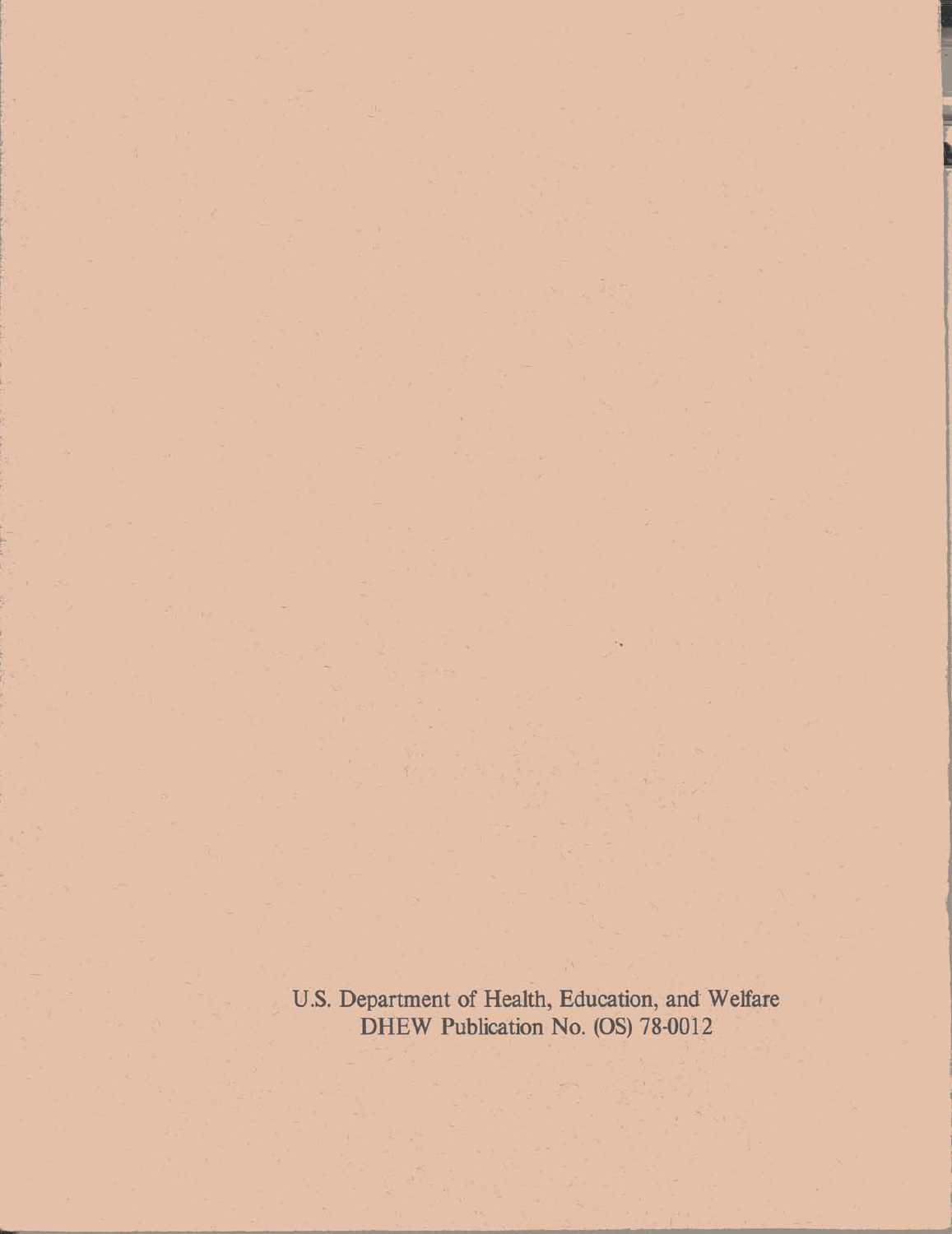U.S. Department of Health, Education, and Welfare
DHEW Publication No. (OS) 78-0012